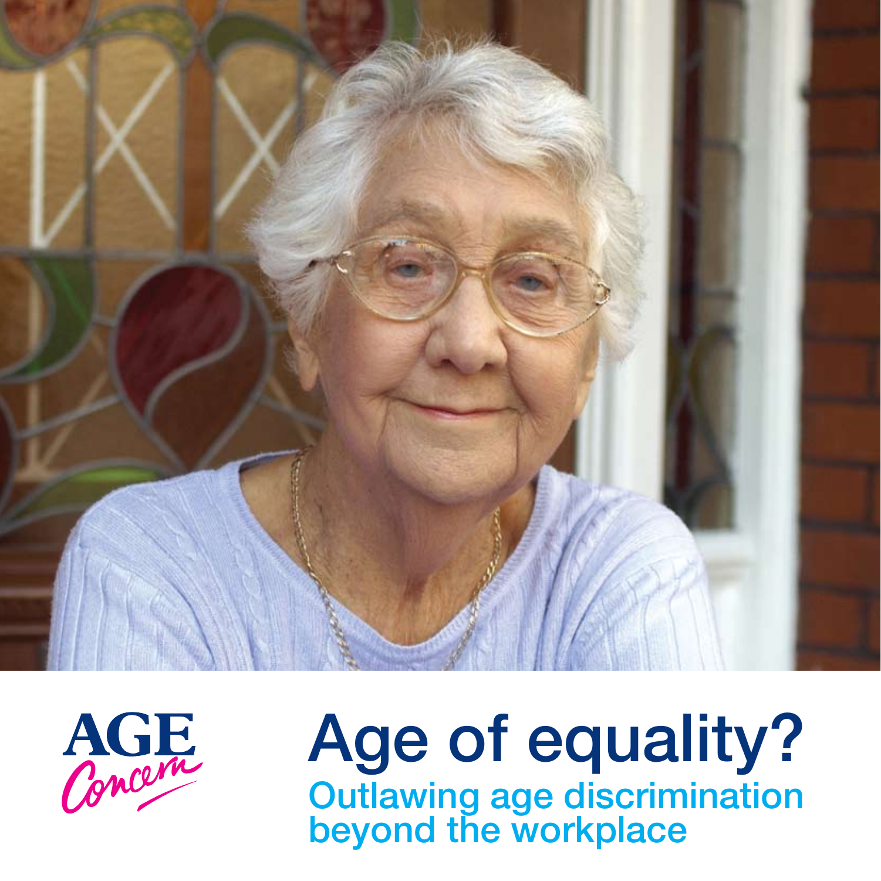AGE Concern

# Age of equality?

## Outlawing age discrimination beyond the workplace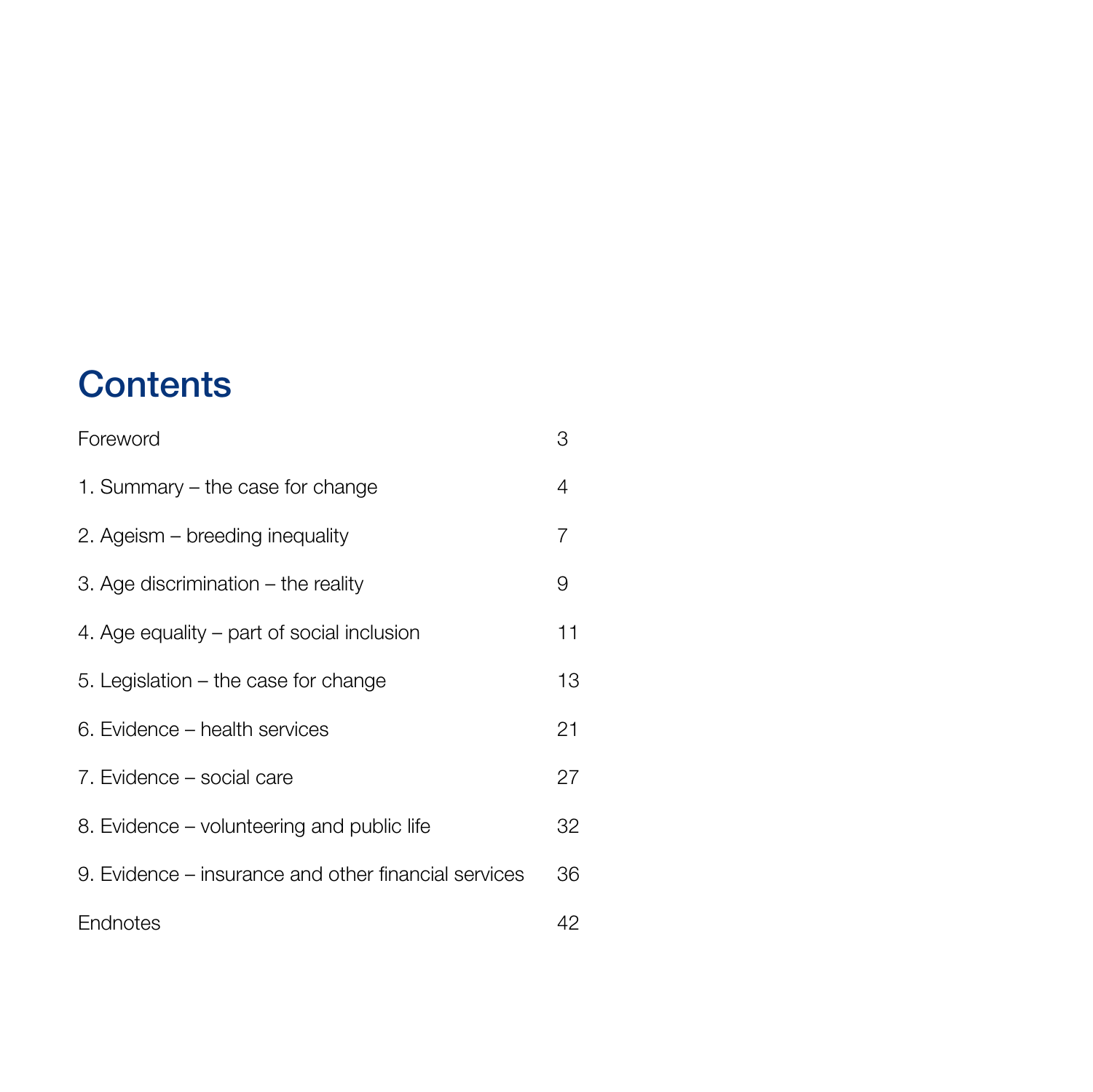# Contents

| | |
|---|---|
| Foreword | 3 |
| 1. Summary – the case for change | 4 |
| 2. Ageism – breeding inequality | 7 |
| 3. Age discrimination – the reality | 9 |
| 4. Age equality – part of social inclusion | 11 |
| 5. Legislation – the case for change | 13 |
| 6. Evidence – health services | 21 |
| 7. Evidence – social care | 27 |
| 8. Evidence – volunteering and public life | 32 |
| 9. Evidence – insurance and other financial services | 36 |
| Endnotes | 42 |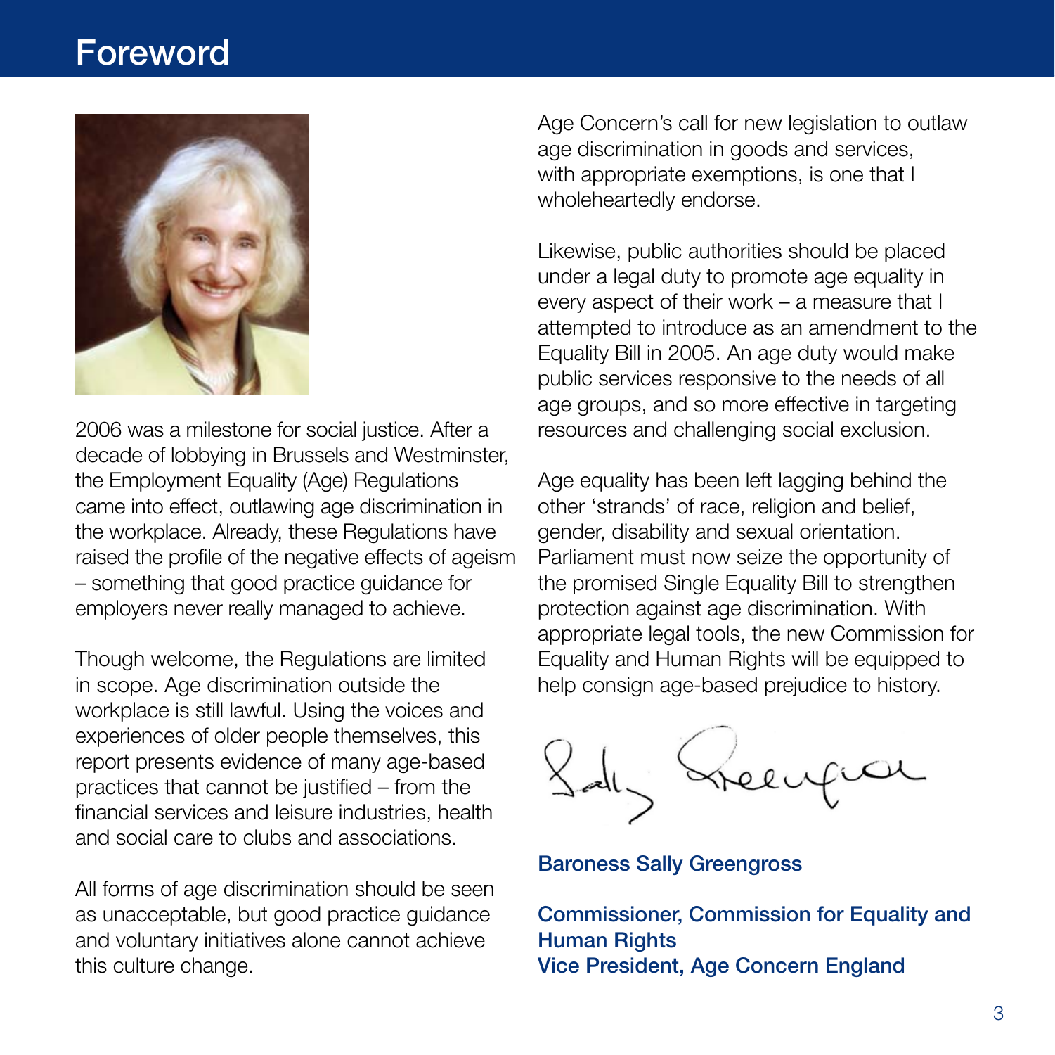# Foreword

2006 was a milestone for social justice. After a decade of lobbying in Brussels and Westminster, the Employment Equality (Age) Regulations came into effect, outlawing age discrimination in the workplace. Already, these Regulations have raised the profile of the negative effects of ageism – something that good practice guidance for employers never really managed to achieve.

Though welcome, the Regulations are limited in scope. Age discrimination outside the workplace is still lawful. Using the voices and experiences of older people themselves, this report presents evidence of many age-based practices that cannot be justified – from the financial services and leisure industries, health and social care to clubs and associations.

All forms of age discrimination should be seen as unacceptable, but good practice guidance and voluntary initiatives alone cannot achieve this culture change.

Age Concern's call for new legislation to outlaw age discrimination in goods and services, with appropriate exemptions, is one that I wholeheartedly endorse.

Likewise, public authorities should be placed under a legal duty to promote age equality in every aspect of their work – a measure that I attempted to introduce as an amendment to the Equality Bill in 2005. An age duty would make public services responsive to the needs of all age groups, and so more effective in targeting resources and challenging social exclusion.

Age equality has been left lagging behind the other 'strands' of race, religion and belief, gender, disability and sexual orientation. Parliament must now seize the opportunity of the promised Single Equality Bill to strengthen protection against age discrimination. With appropriate legal tools, the new Commission for Equality and Human Rights will be equipped to help consign age-based prejudice to history.

**Baroness Sally Greengross**

**Commissioner, Commission for Equality and Human Rights**
**Vice President, Age Concern England**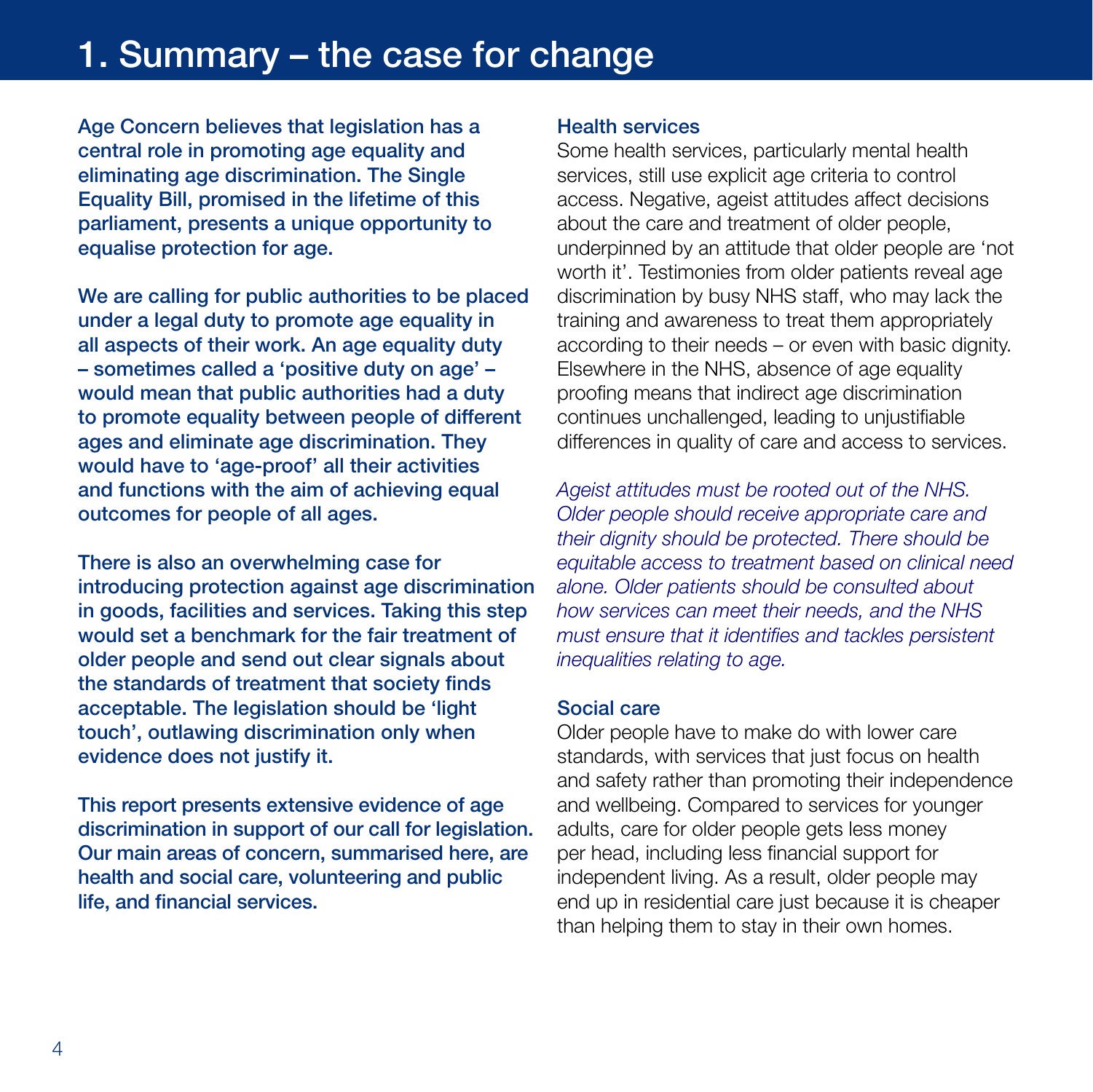# 1. Summary – the case for change

**Age Concern believes that legislation has a central role in promoting age equality and eliminating age discrimination. The Single Equality Bill, promised in the lifetime of this parliament, presents a unique opportunity to equalise protection for age.**

**We are calling for public authorities to be placed under a legal duty to promote age equality in all aspects of their work. An age equality duty – sometimes called a 'positive duty on age' – would mean that public authorities had a duty to promote equality between people of different ages and eliminate age discrimination. They would have to 'age-proof' all their activities and functions with the aim of achieving equal outcomes for people of all ages.**

**There is also an overwhelming case for introducing protection against age discrimination in goods, facilities and services. Taking this step would set a benchmark for the fair treatment of older people and send out clear signals about the standards of treatment that society finds acceptable. The legislation should be 'light touch', outlawing discrimination only when evidence does not justify it.**

**This report presents extensive evidence of age discrimination in support of our call for legislation. Our main areas of concern, summarised here, are health and social care, volunteering and public life, and financial services.**

### Health services

Some health services, particularly mental health services, still use explicit age criteria to control access. Negative, ageist attitudes affect decisions about the care and treatment of older people, underpinned by an attitude that older people are 'not worth it'. Testimonies from older patients reveal age discrimination by busy NHS staff, who may lack the training and awareness to treat them appropriately according to their needs – or even with basic dignity. Elsewhere in the NHS, absence of age equality proofing means that indirect age discrimination continues unchallenged, leading to unjustifiable differences in quality of care and access to services.

*Ageist attitudes must be rooted out of the NHS. Older people should receive appropriate care and their dignity should be protected. There should be equitable access to treatment based on clinical need alone. Older patients should be consulted about how services can meet their needs, and the NHS must ensure that it identifies and tackles persistent inequalities relating to age.*

### Social care

Older people have to make do with lower care standards, with services that just focus on health and safety rather than promoting their independence and wellbeing. Compared to services for younger adults, care for older people gets less money per head, including less financial support for independent living. As a result, older people may end up in residential care just because it is cheaper than helping them to stay in their own homes.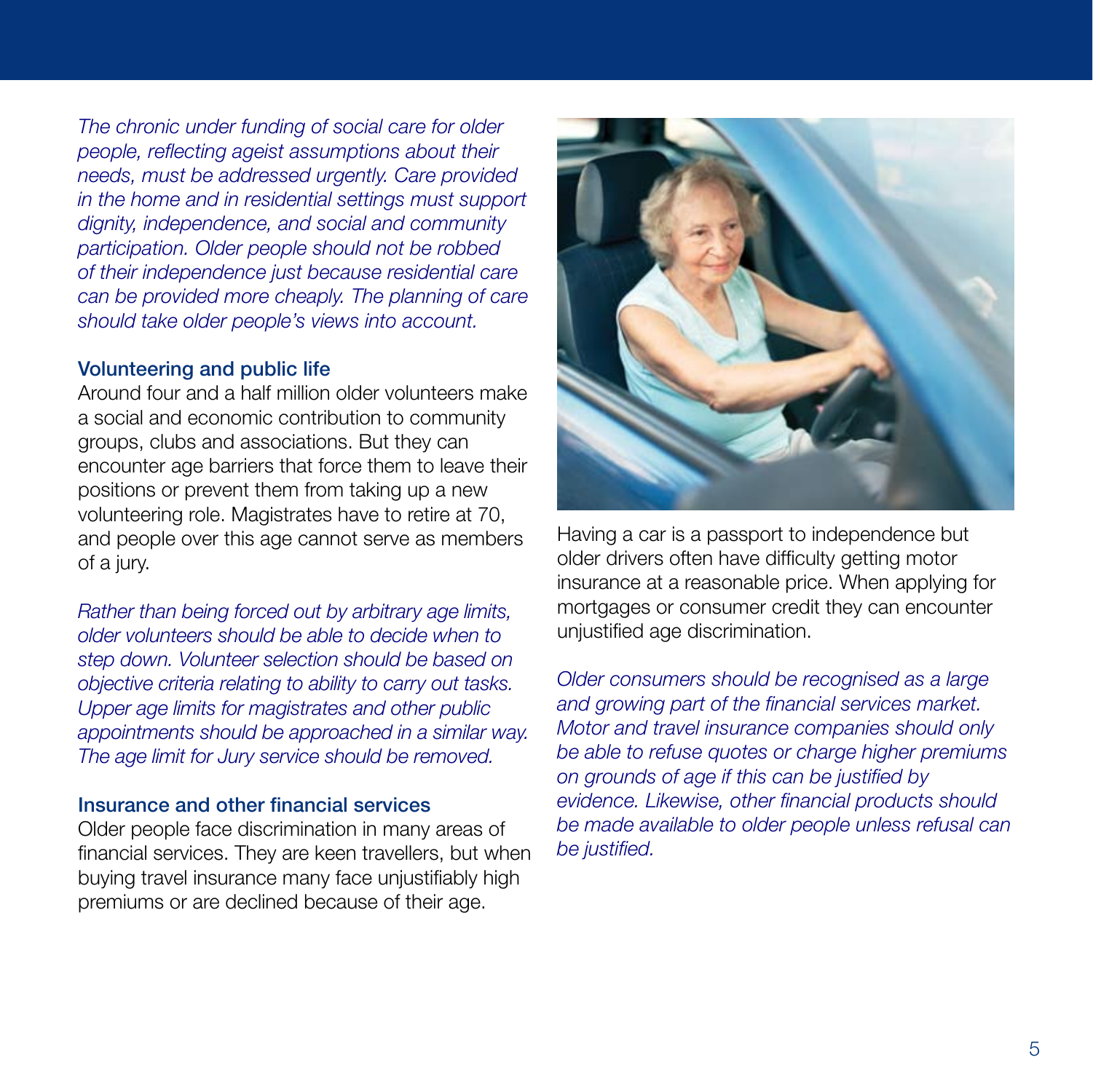*The chronic under funding of social care for older people, reflecting ageist assumptions about their needs, must be addressed urgently. Care provided in the home and in residential settings must support dignity, independence, and social and community participation. Older people should not be robbed of their independence just because residential care can be provided more cheaply. The planning of care should take older people's views into account.*

### Volunteering and public life

Around four and a half million older volunteers make a social and economic contribution to community groups, clubs and associations. But they can encounter age barriers that force them to leave their positions or prevent them from taking up a new volunteering role. Magistrates have to retire at 70, and people over this age cannot serve as members of a jury.

*Rather than being forced out by arbitrary age limits, older volunteers should be able to decide when to step down. Volunteer selection should be based on objective criteria relating to ability to carry out tasks. Upper age limits for magistrates and other public appointments should be approached in a similar way. The age limit for Jury service should be removed.*

### Insurance and other financial services

Older people face discrimination in many areas of financial services. They are keen travellers, but when buying travel insurance many face unjustifiably high premiums or are declined because of their age.

Having a car is a passport to independence but older drivers often have difficulty getting motor insurance at a reasonable price. When applying for mortgages or consumer credit they can encounter unjustified age discrimination.

*Older consumers should be recognised as a large and growing part of the financial services market. Motor and travel insurance companies should only be able to refuse quotes or charge higher premiums on grounds of age if this can be justified by evidence. Likewise, other financial products should be made available to older people unless refusal can be justified.*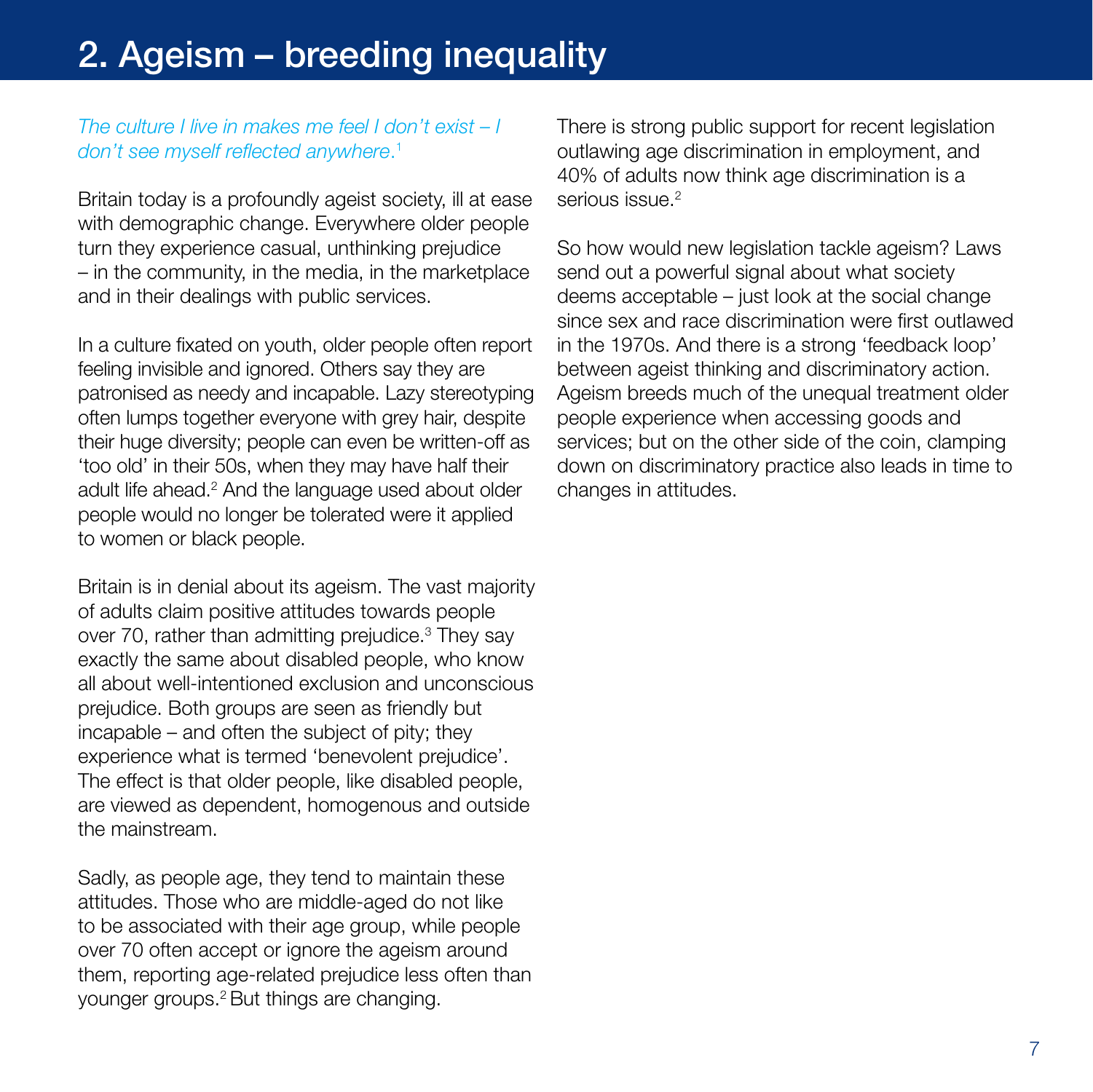# 2. Ageism – breeding inequality

*The culture I live in makes me feel I don't exist – I don't see myself reflected anywhere*.[1]

Britain today is a profoundly ageist society, ill at ease with demographic change. Everywhere older people turn they experience casual, unthinking prejudice – in the community, in the media, in the marketplace and in their dealings with public services.

In a culture fixated on youth, older people often report feeling invisible and ignored. Others say they are patronised as needy and incapable. Lazy stereotyping often lumps together everyone with grey hair, despite their huge diversity; people can even be written-off as 'too old' in their 50s, when they may have half their adult life ahead.[2] And the language used about older people would no longer be tolerated were it applied to women or black people.

Britain is in denial about its ageism. The vast majority of adults claim positive attitudes towards people over 70, rather than admitting prejudice.[3] They say exactly the same about disabled people, who know all about well-intentioned exclusion and unconscious prejudice. Both groups are seen as friendly but incapable – and often the subject of pity; they experience what is termed 'benevolent prejudice'. The effect is that older people, like disabled people, are viewed as dependent, homogenous and outside the mainstream.

Sadly, as people age, they tend to maintain these attitudes. Those who are middle-aged do not like to be associated with their age group, while people over 70 often accept or ignore the ageism around them, reporting age-related prejudice less often than younger groups.[2] But things are changing.

There is strong public support for recent legislation outlawing age discrimination in employment, and 40% of adults now think age discrimination is a serious issue.[2]

So how would new legislation tackle ageism? Laws send out a powerful signal about what society deems acceptable – just look at the social change since sex and race discrimination were first outlawed in the 1970s. And there is a strong 'feedback loop' between ageist thinking and discriminatory action. Ageism breeds much of the unequal treatment older people experience when accessing goods and services; but on the other side of the coin, clamping down on discriminatory practice also leads in time to changes in attitudes.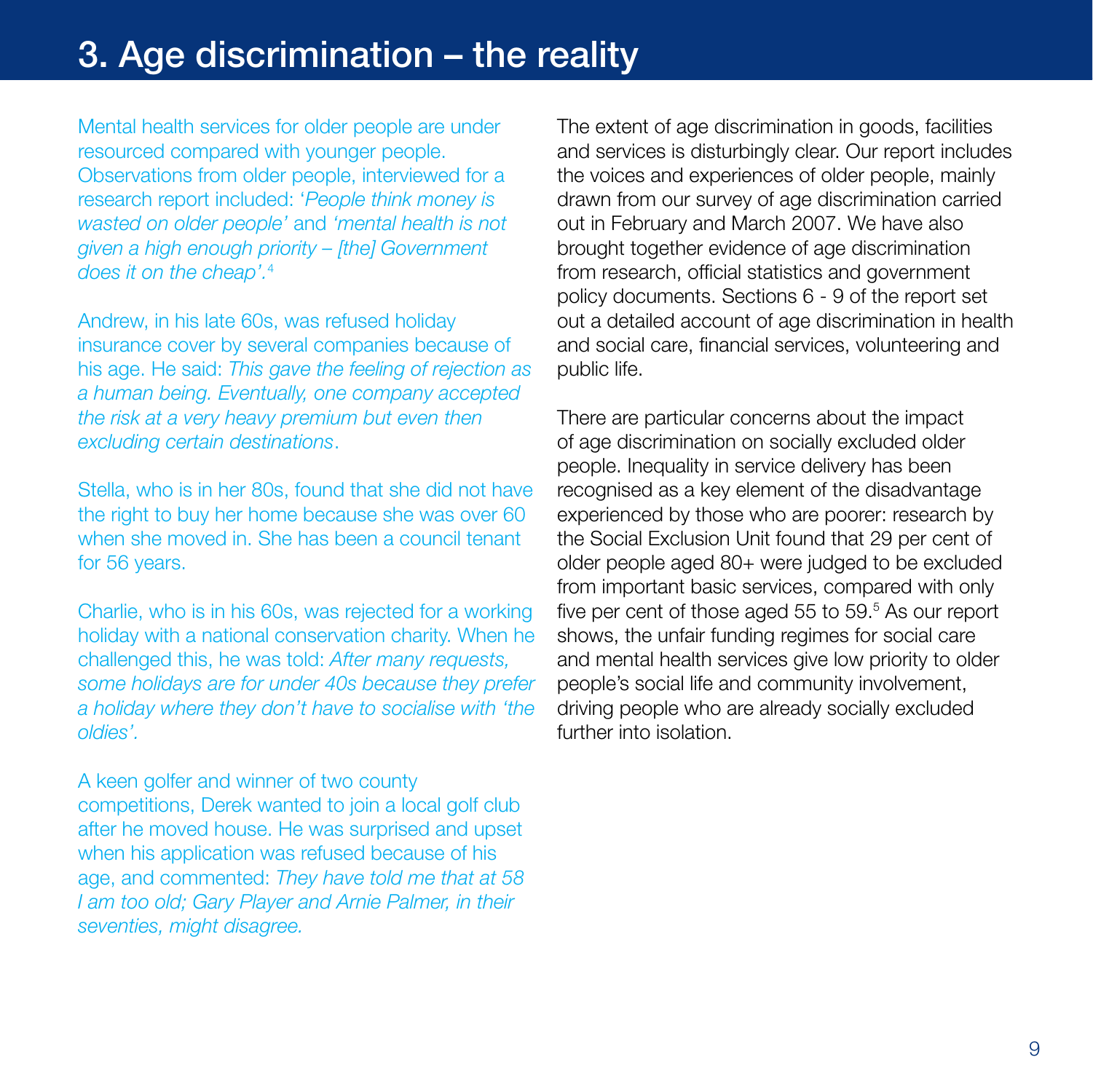# 3. Age discrimination – the reality

Mental health services for older people are under resourced compared with younger people. Observations from older people, interviewed for a research report included: '*People think money is wasted on older people'* and *'mental health is not given a high enough priority – [the] Government does it on the cheap'.*[4]

Andrew, in his late 60s, was refused holiday insurance cover by several companies because of his age. He said: *This gave the feeling of rejection as a human being. Eventually, one company accepted the risk at a very heavy premium but even then excluding certain destinations*.

Stella, who is in her 80s, found that she did not have the right to buy her home because she was over 60 when she moved in. She has been a council tenant for 56 years.

Charlie, who is in his 60s, was rejected for a working holiday with a national conservation charity. When he challenged this, he was told: *After many requests, some holidays are for under 40s because they prefer a holiday where they don't have to socialise with 'the oldies'.*

A keen golfer and winner of two county competitions, Derek wanted to join a local golf club after he moved house. He was surprised and upset when his application was refused because of his age, and commented: *They have told me that at 58 I am too old; Gary Player and Arnie Palmer, in their seventies, might disagree.*

The extent of age discrimination in goods, facilities and services is disturbingly clear. Our report includes the voices and experiences of older people, mainly drawn from our survey of age discrimination carried out in February and March 2007. We have also brought together evidence of age discrimination from research, official statistics and government policy documents. Sections 6 - 9 of the report set out a detailed account of age discrimination in health and social care, financial services, volunteering and public life.

There are particular concerns about the impact of age discrimination on socially excluded older people. Inequality in service delivery has been recognised as a key element of the disadvantage experienced by those who are poorer: research by the Social Exclusion Unit found that 29 per cent of older people aged 80+ were judged to be excluded from important basic services, compared with only five per cent of those aged 55 to 59.[5] As our report shows, the unfair funding regimes for social care and mental health services give low priority to older people's social life and community involvement, driving people who are already socially excluded further into isolation.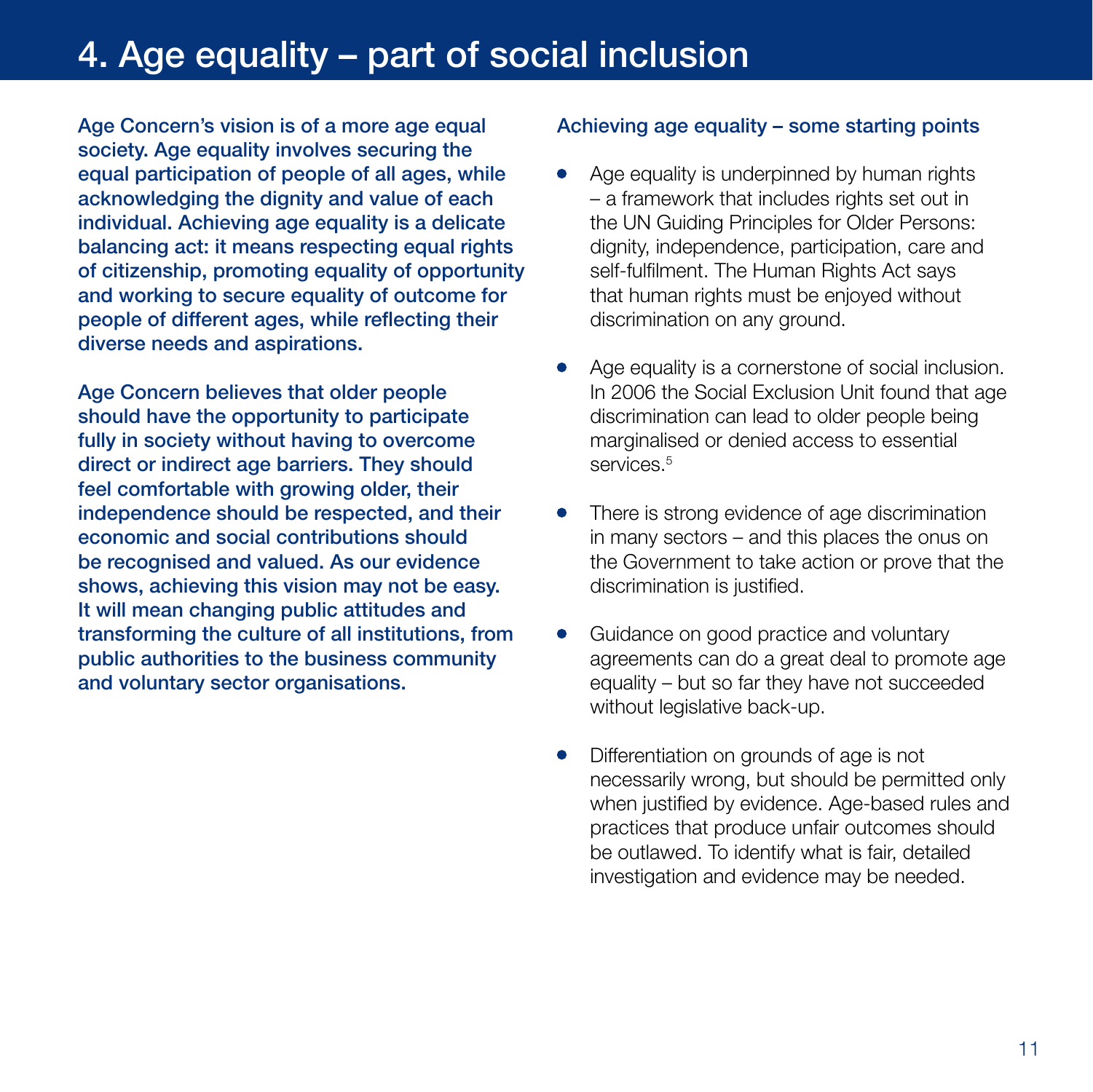# 4. Age equality – part of social inclusion

**Age Concern's vision is of a more age equal society. Age equality involves securing the equal participation of people of all ages, while acknowledging the dignity and value of each individual. Achieving age equality is a delicate balancing act: it means respecting equal rights of citizenship, promoting equality of opportunity and working to secure equality of outcome for people of different ages, while reflecting their diverse needs and aspirations.**

**Age Concern believes that older people should have the opportunity to participate fully in society without having to overcome direct or indirect age barriers. They should feel comfortable with growing older, their independence should be respected, and their economic and social contributions should be recognised and valued. As our evidence shows, achieving this vision may not be easy. It will mean changing public attitudes and transforming the culture of all institutions, from public authorities to the business community and voluntary sector organisations.**

### Achieving age equality – some starting points

- Age equality is underpinned by human rights – a framework that includes rights set out in the UN Guiding Principles for Older Persons: dignity, independence, participation, care and self-fulfilment. The Human Rights Act says that human rights must be enjoyed without discrimination on any ground.
- Age equality is a cornerstone of social inclusion. In 2006 the Social Exclusion Unit found that age discrimination can lead to older people being marginalised or denied access to essential services.[5]
- There is strong evidence of age discrimination in many sectors – and this places the onus on the Government to take action or prove that the discrimination is justified.
- Guidance on good practice and voluntary agreements can do a great deal to promote age equality – but so far they have not succeeded without legislative back-up.
- Differentiation on grounds of age is not necessarily wrong, but should be permitted only when justified by evidence. Age-based rules and practices that produce unfair outcomes should be outlawed. To identify what is fair, detailed investigation and evidence may be needed.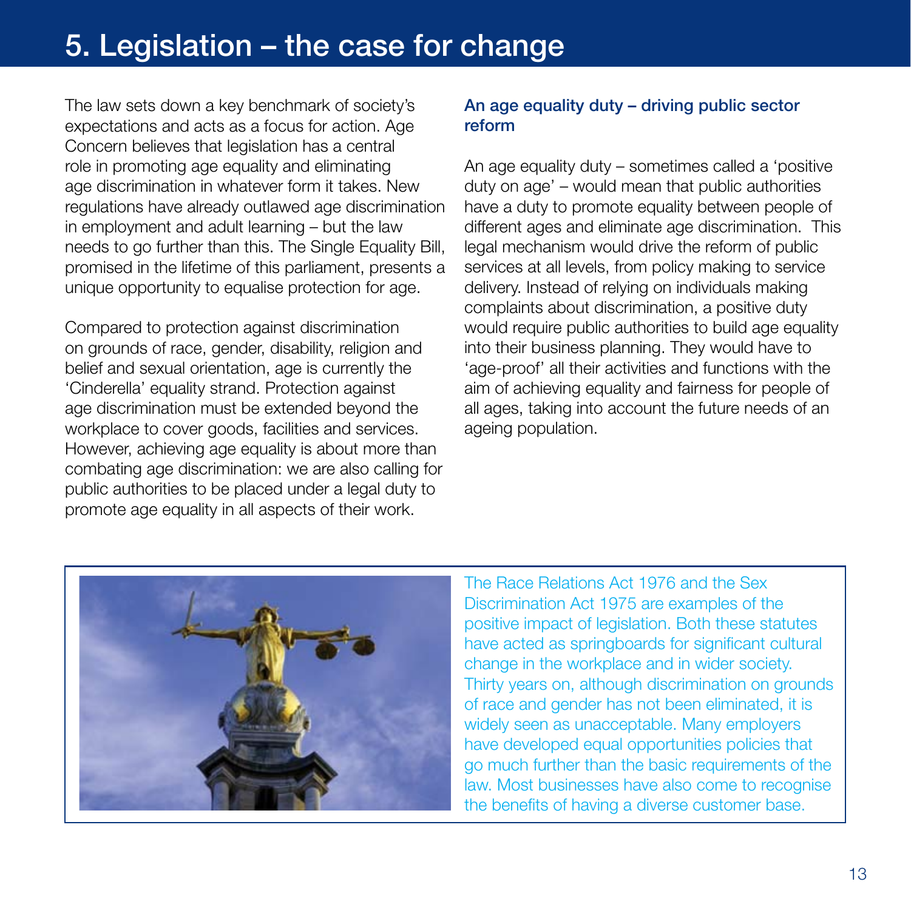# 5. Legislation – the case for change

The law sets down a key benchmark of society's expectations and acts as a focus for action. Age Concern believes that legislation has a central role in promoting age equality and eliminating age discrimination in whatever form it takes. New regulations have already outlawed age discrimination in employment and adult learning – but the law needs to go further than this. The Single Equality Bill, promised in the lifetime of this parliament, presents a unique opportunity to equalise protection for age.

Compared to protection against discrimination on grounds of race, gender, disability, religion and belief and sexual orientation, age is currently the 'Cinderella' equality strand. Protection against age discrimination must be extended beyond the workplace to cover goods, facilities and services. However, achieving age equality is about more than combating age discrimination: we are also calling for public authorities to be placed under a legal duty to promote age equality in all aspects of their work.

### An age equality duty – driving public sector reform

An age equality duty – sometimes called a 'positive duty on age' – would mean that public authorities have a duty to promote equality between people of different ages and eliminate age discrimination. This legal mechanism would drive the reform of public services at all levels, from policy making to service delivery. Instead of relying on individuals making complaints about discrimination, a positive duty would require public authorities to build age equality into their business planning. They would have to 'age-proof' all their activities and functions with the aim of achieving equality and fairness for people of all ages, taking into account the future needs of an ageing population.

The Race Relations Act 1976 and the Sex Discrimination Act 1975 are examples of the positive impact of legislation. Both these statutes have acted as springboards for significant cultural change in the workplace and in wider society. Thirty years on, although discrimination on grounds of race and gender has not been eliminated, it is widely seen as unacceptable. Many employers have developed equal opportunities policies that go much further than the basic requirements of the law. Most businesses have also come to recognise the benefits of having a diverse customer base.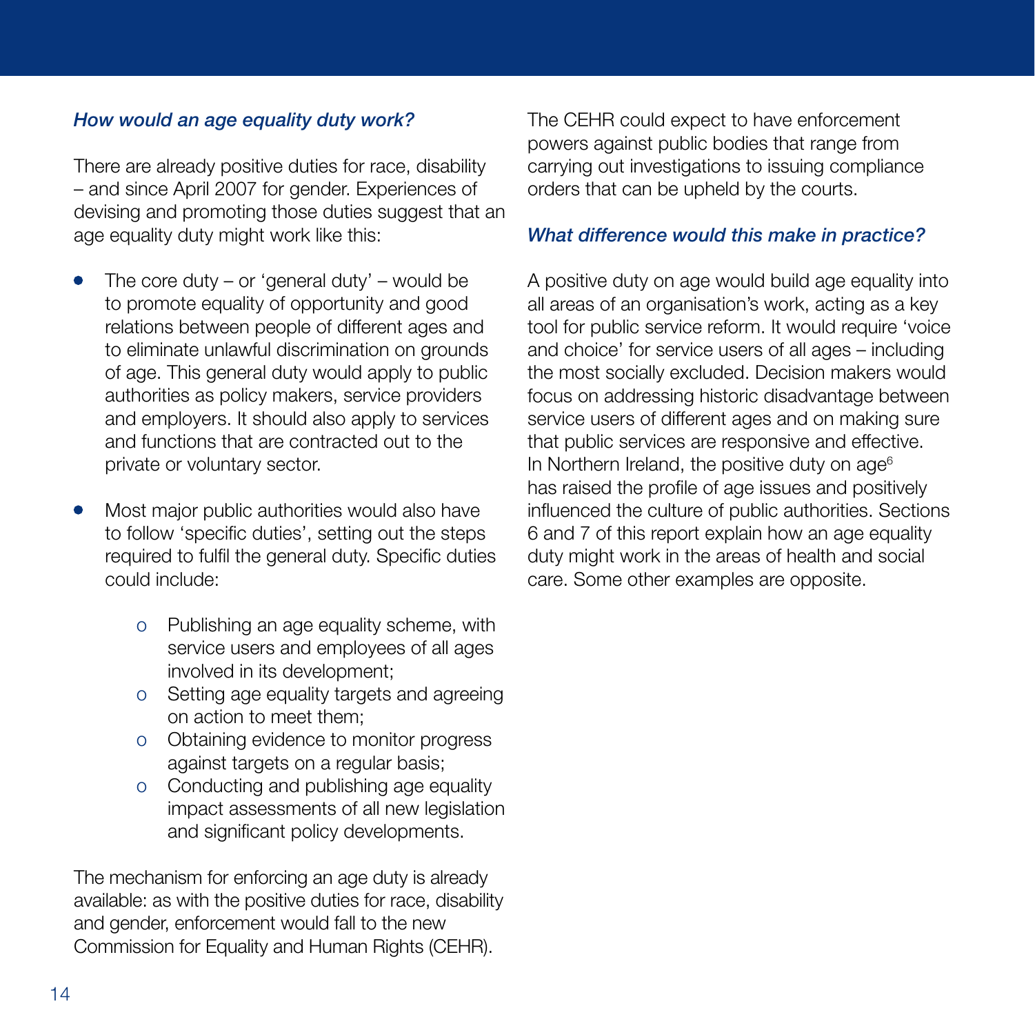### *How would an age equality duty work?*

There are already positive duties for race, disability – and since April 2007 for gender. Experiences of devising and promoting those duties suggest that an age equality duty might work like this:

- The core duty – or 'general duty' – would be to promote equality of opportunity and good relations between people of different ages and to eliminate unlawful discrimination on grounds of age. This general duty would apply to public authorities as policy makers, service providers and employers. It should also apply to services and functions that are contracted out to the private or voluntary sector.
- Most major public authorities would also have to follow 'specific duties', setting out the steps required to fulfil the general duty. Specific duties could include:
  - Publishing an age equality scheme, with service users and employees of all ages involved in its development;
  - Setting age equality targets and agreeing on action to meet them;
  - Obtaining evidence to monitor progress against targets on a regular basis;
  - Conducting and publishing age equality impact assessments of all new legislation and significant policy developments.

The mechanism for enforcing an age duty is already available: as with the positive duties for race, disability and gender, enforcement would fall to the new Commission for Equality and Human Rights (CEHR).

The CEHR could expect to have enforcement powers against public bodies that range from carrying out investigations to issuing compliance orders that can be upheld by the courts.

### *What difference would this make in practice?*

A positive duty on age would build age equality into all areas of an organisation's work, acting as a key tool for public service reform. It would require 'voice and choice' for service users of all ages – including the most socially excluded. Decision makers would focus on addressing historic disadvantage between service users of different ages and on making sure that public services are responsive and effective. In Northern Ireland, the positive duty on age[6] has raised the profile of age issues and positively influenced the culture of public authorities. Sections 6 and 7 of this report explain how an age equality duty might work in the areas of health and social care. Some other examples are opposite.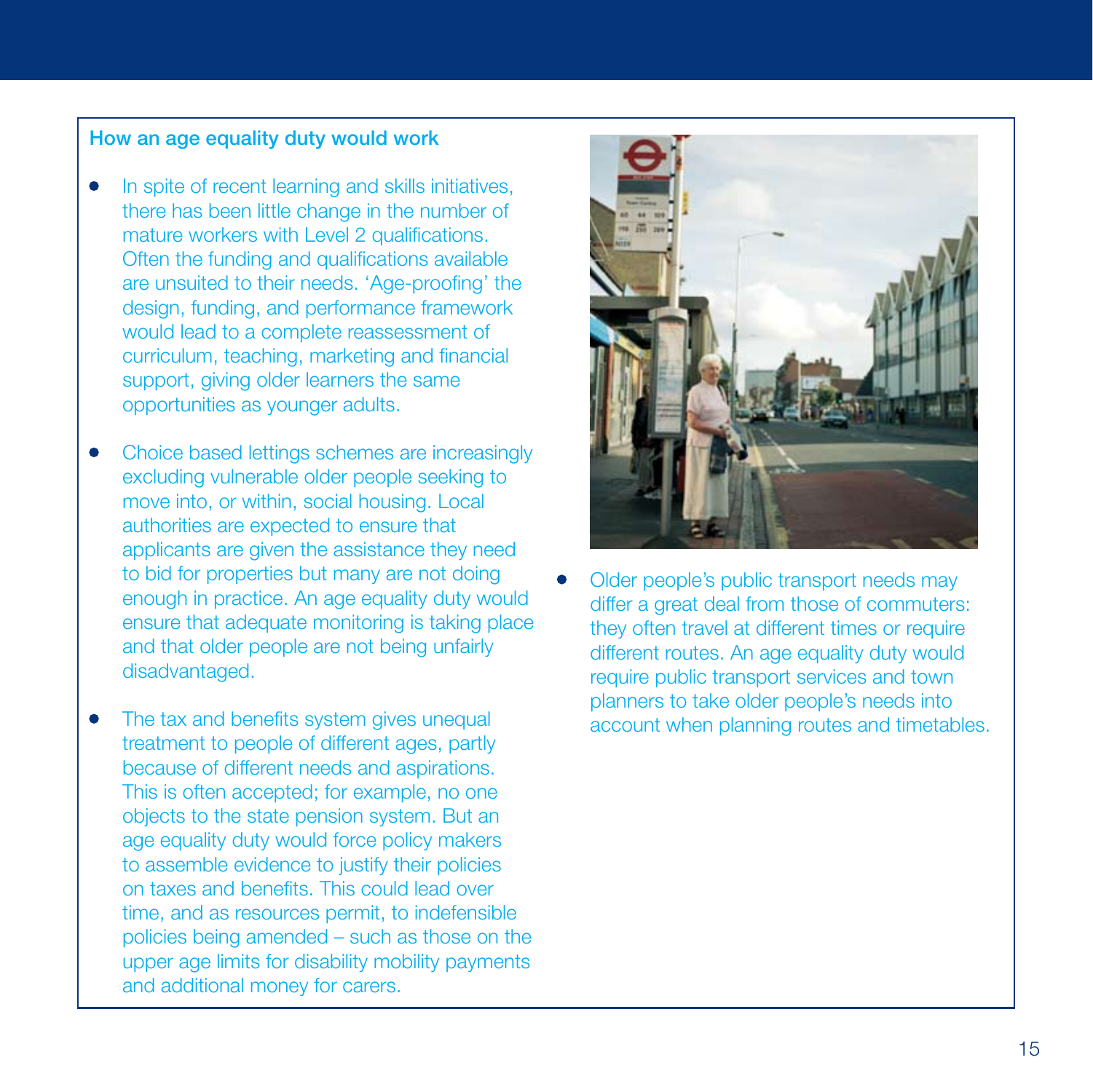### How an age equality duty would work

- In spite of recent learning and skills initiatives, there has been little change in the number of mature workers with Level 2 qualifications. Often the funding and qualifications available are unsuited to their needs. 'Age-proofing' the design, funding, and performance framework would lead to a complete reassessment of curriculum, teaching, marketing and financial support, giving older learners the same opportunities as younger adults.

- Choice based lettings schemes are increasingly excluding vulnerable older people seeking to move into, or within, social housing. Local authorities are expected to ensure that applicants are given the assistance they need to bid for properties but many are not doing enough in practice. An age equality duty would ensure that adequate monitoring is taking place and that older people are not being unfairly disadvantaged.

- The tax and benefits system gives unequal treatment to people of different ages, partly because of different needs and aspirations. This is often accepted; for example, no one objects to the state pension system. But an age equality duty would force policy makers to assemble evidence to justify their policies on taxes and benefits. This could lead over time, and as resources permit, to indefensible policies being amended – such as those on the upper age limits for disability mobility payments and additional money for carers.

- Older people's public transport needs may differ a great deal from those of commuters: they often travel at different times or require different routes. An age equality duty would require public transport services and town planners to take older people's needs into account when planning routes and timetables.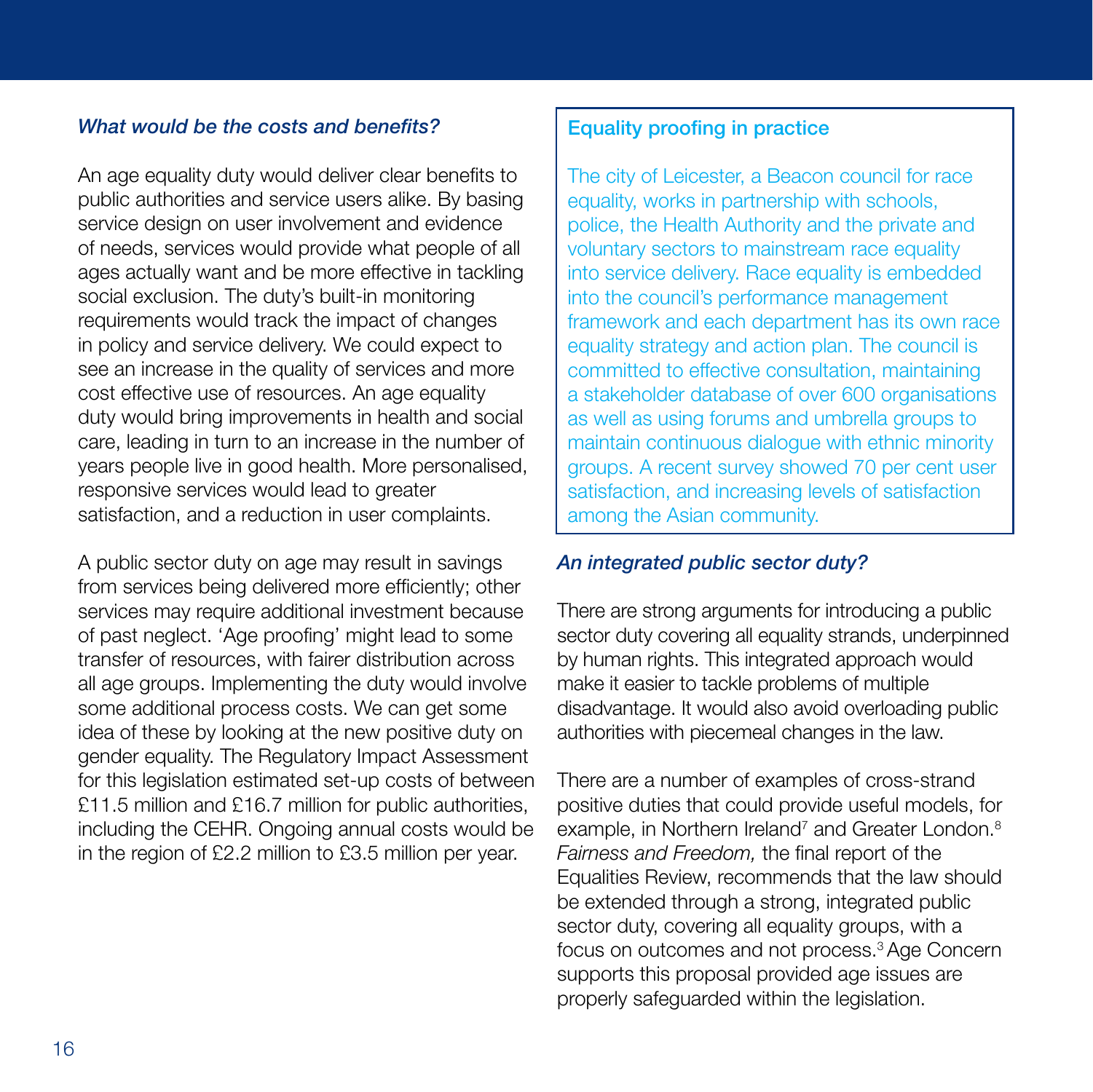### *What would be the costs and benefits?*

An age equality duty would deliver clear benefits to public authorities and service users alike. By basing service design on user involvement and evidence of needs, services would provide what people of all ages actually want and be more effective in tackling social exclusion. The duty's built-in monitoring requirements would track the impact of changes in policy and service delivery. We could expect to see an increase in the quality of services and more cost effective use of resources. An age equality duty would bring improvements in health and social care, leading in turn to an increase in the number of years people live in good health. More personalised, responsive services would lead to greater satisfaction, and a reduction in user complaints.

A public sector duty on age may result in savings from services being delivered more efficiently; other services may require additional investment because of past neglect. 'Age proofing' might lead to some transfer of resources, with fairer distribution across all age groups. Implementing the duty would involve some additional process costs. We can get some idea of these by looking at the new positive duty on gender equality. The Regulatory Impact Assessment for this legislation estimated set-up costs of between £11.5 million and £16.7 million for public authorities, including the CEHR. Ongoing annual costs would be in the region of £2.2 million to £3.5 million per year.

> **Equality proofing in practice**
>
> The city of Leicester, a Beacon council for race equality, works in partnership with schools, police, the Health Authority and the private and voluntary sectors to mainstream race equality into service delivery. Race equality is embedded into the council's performance management framework and each department has its own race equality strategy and action plan. The council is committed to effective consultation, maintaining a stakeholder database of over 600 organisations as well as using forums and umbrella groups to maintain continuous dialogue with ethnic minority groups. A recent survey showed 70 per cent user satisfaction, and increasing levels of satisfaction among the Asian community.

### *An integrated public sector duty?*

There are strong arguments for introducing a public sector duty covering all equality strands, underpinned by human rights. This integrated approach would make it easier to tackle problems of multiple disadvantage. It would also avoid overloading public authorities with piecemeal changes in the law.

There are a number of examples of cross-strand positive duties that could provide useful models, for example, in Northern Ireland[7] and Greater London.[8] *Fairness and Freedom,* the final report of the Equalities Review, recommends that the law should be extended through a strong, integrated public sector duty, covering all equality groups, with a focus on outcomes and not process.[3] Age Concern supports this proposal provided age issues are properly safeguarded within the legislation.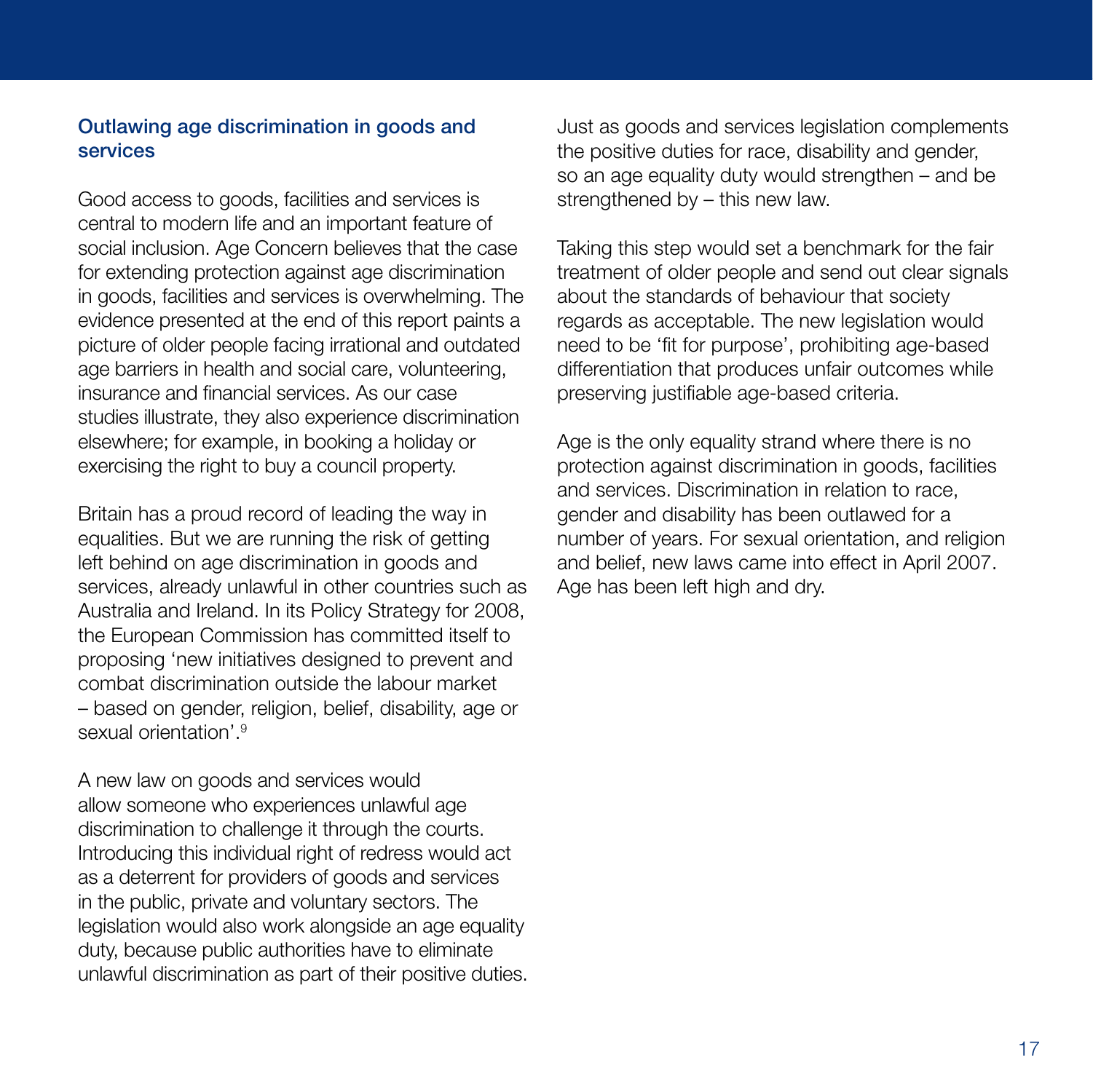## Outlawing age discrimination in goods and services

Good access to goods, facilities and services is central to modern life and an important feature of social inclusion. Age Concern believes that the case for extending protection against age discrimination in goods, facilities and services is overwhelming. The evidence presented at the end of this report paints a picture of older people facing irrational and outdated age barriers in health and social care, volunteering, insurance and financial services. As our case studies illustrate, they also experience discrimination elsewhere; for example, in booking a holiday or exercising the right to buy a council property.

Britain has a proud record of leading the way in equalities. But we are running the risk of getting left behind on age discrimination in goods and services, already unlawful in other countries such as Australia and Ireland. In its Policy Strategy for 2008, the European Commission has committed itself to proposing 'new initiatives designed to prevent and combat discrimination outside the labour market – based on gender, religion, belief, disability, age or sexual orientation'.[9]

A new law on goods and services would allow someone who experiences unlawful age discrimination to challenge it through the courts. Introducing this individual right of redress would act as a deterrent for providers of goods and services in the public, private and voluntary sectors. The legislation would also work alongside an age equality duty, because public authorities have to eliminate unlawful discrimination as part of their positive duties. Just as goods and services legislation complements the positive duties for race, disability and gender, so an age equality duty would strengthen – and be strengthened by – this new law.

Taking this step would set a benchmark for the fair treatment of older people and send out clear signals about the standards of behaviour that society regards as acceptable. The new legislation would need to be 'fit for purpose', prohibiting age-based differentiation that produces unfair outcomes while preserving justifiable age-based criteria.

Age is the only equality strand where there is no protection against discrimination in goods, facilities and services. Discrimination in relation to race, gender and disability has been outlawed for a number of years. For sexual orientation, and religion and belief, new laws came into effect in April 2007. Age has been left high and dry.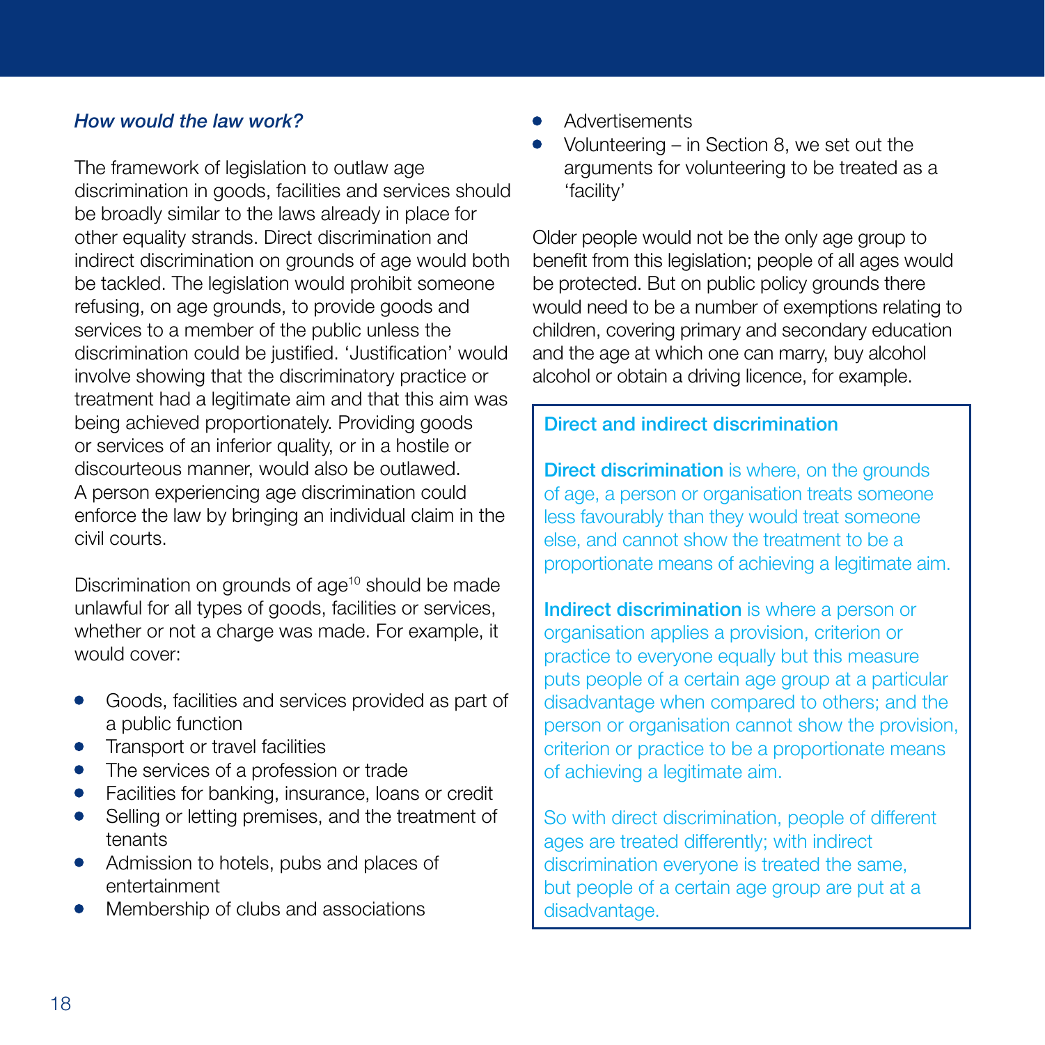### *How would the law work?*

The framework of legislation to outlaw age discrimination in goods, facilities and services should be broadly similar to the laws already in place for other equality strands. Direct discrimination and indirect discrimination on grounds of age would both be tackled. The legislation would prohibit someone refusing, on age grounds, to provide goods and services to a member of the public unless the discrimination could be justified. 'Justification' would involve showing that the discriminatory practice or treatment had a legitimate aim and that this aim was being achieved proportionately. Providing goods or services of an inferior quality, or in a hostile or discourteous manner, would also be outlawed. A person experiencing age discrimination could enforce the law by bringing an individual claim in the civil courts.

Discrimination on grounds of age[10] should be made unlawful for all types of goods, facilities or services, whether or not a charge was made. For example, it would cover:

- Goods, facilities and services provided as part of a public function
- Transport or travel facilities
- The services of a profession or trade
- Facilities for banking, insurance, loans or credit
- Selling or letting premises, and the treatment of tenants
- Admission to hotels, pubs and places of entertainment
- Membership of clubs and associations
- Advertisements
- Volunteering – in Section 8, we set out the arguments for volunteering to be treated as a 'facility'

Older people would not be the only age group to benefit from this legislation; people of all ages would be protected. But on public policy grounds there would need to be a number of exemptions relating to children, covering primary and secondary education and the age at which one can marry, buy alcohol alcohol or obtain a driving licence, for example.

> **Direct and indirect discrimination**
>
> **Direct discrimination** is where, on the grounds of age, a person or organisation treats someone less favourably than they would treat someone else, and cannot show the treatment to be a proportionate means of achieving a legitimate aim.
>
> **Indirect discrimination** is where a person or organisation applies a provision, criterion or practice to everyone equally but this measure puts people of a certain age group at a particular disadvantage when compared to others; and the person or organisation cannot show the provision, criterion or practice to be a proportionate means of achieving a legitimate aim.
>
> So with direct discrimination, people of different ages are treated differently; with indirect discrimination everyone is treated the same, but people of a certain age group are put at a disadvantage.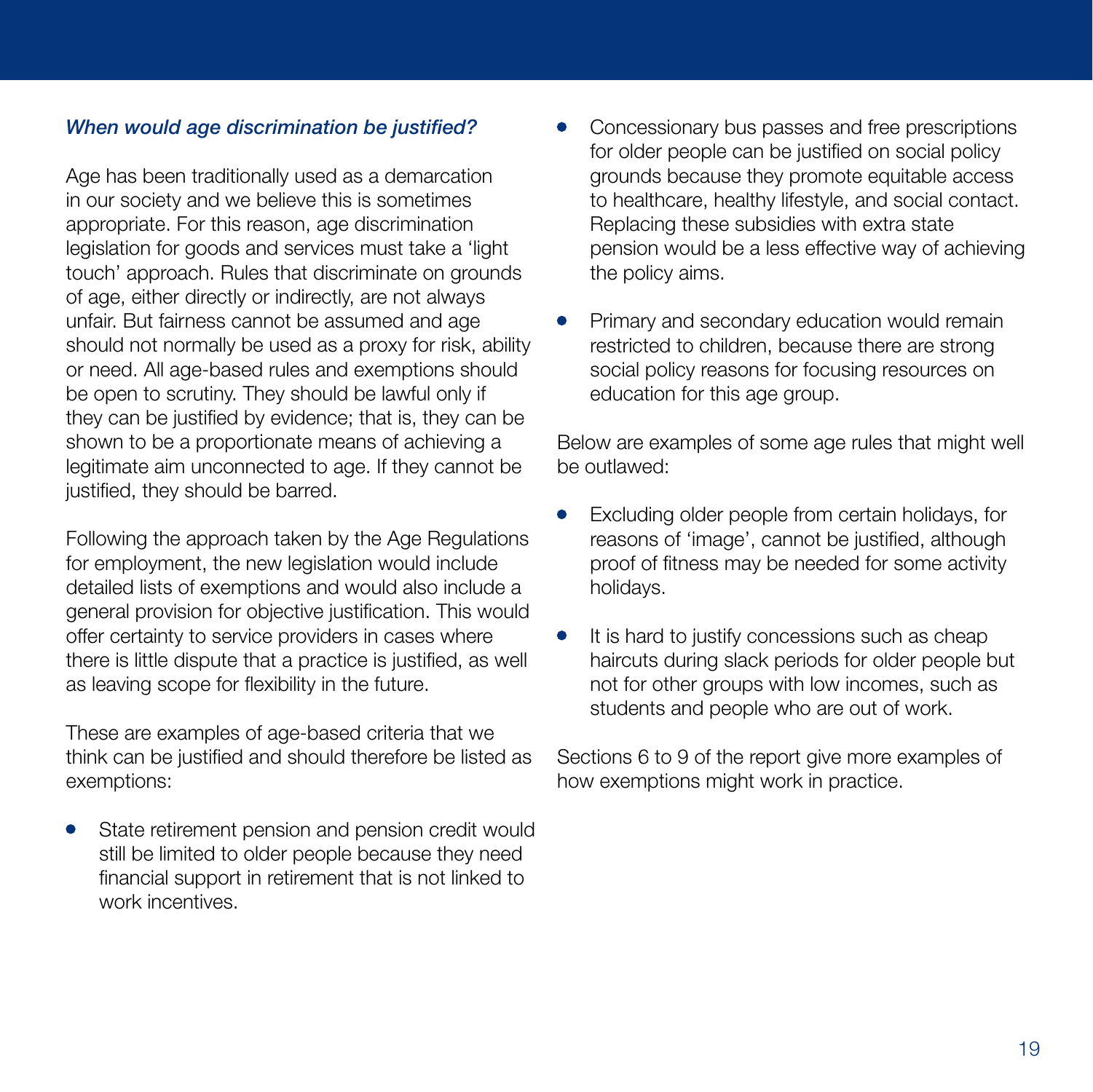### *When would age discrimination be justified?*

Age has been traditionally used as a demarcation in our society and we believe this is sometimes appropriate. For this reason, age discrimination legislation for goods and services must take a 'light touch' approach. Rules that discriminate on grounds of age, either directly or indirectly, are not always unfair. But fairness cannot be assumed and age should not normally be used as a proxy for risk, ability or need. All age-based rules and exemptions should be open to scrutiny. They should be lawful only if they can be justified by evidence; that is, they can be shown to be a proportionate means of achieving a legitimate aim unconnected to age. If they cannot be justified, they should be barred.

Following the approach taken by the Age Regulations for employment, the new legislation would include detailed lists of exemptions and would also include a general provision for objective justification. This would offer certainty to service providers in cases where there is little dispute that a practice is justified, as well as leaving scope for flexibility in the future.

These are examples of age-based criteria that we think can be justified and should therefore be listed as exemptions:

- State retirement pension and pension credit would still be limited to older people because they need financial support in retirement that is not linked to work incentives.
- Concessionary bus passes and free prescriptions for older people can be justified on social policy grounds because they promote equitable access to healthcare, healthy lifestyle, and social contact. Replacing these subsidies with extra state pension would be a less effective way of achieving the policy aims.
- Primary and secondary education would remain restricted to children, because there are strong social policy reasons for focusing resources on education for this age group.

Below are examples of some age rules that might well be outlawed:

- Excluding older people from certain holidays, for reasons of 'image', cannot be justified, although proof of fitness may be needed for some activity holidays.
- It is hard to justify concessions such as cheap haircuts during slack periods for older people but not for other groups with low incomes, such as students and people who are out of work.

Sections 6 to 9 of the report give more examples of how exemptions might work in practice.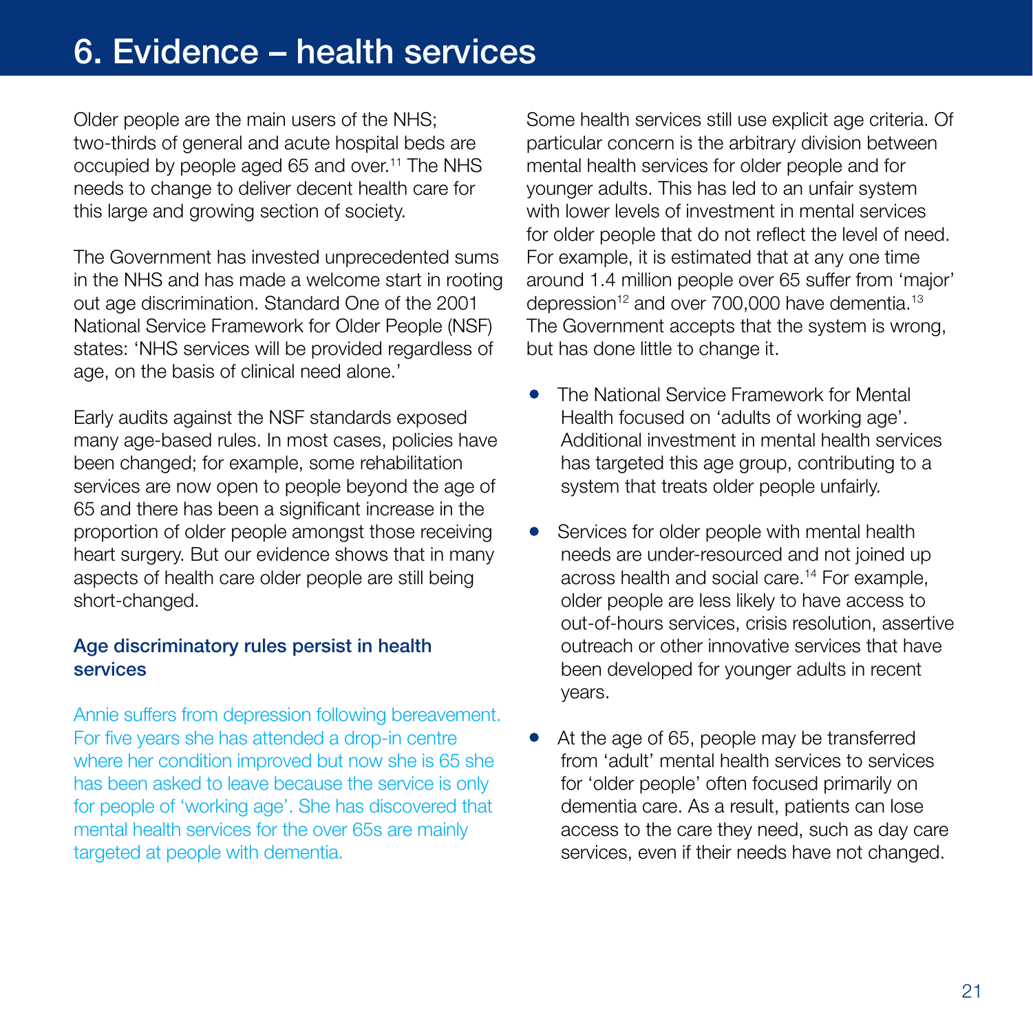# 6. Evidence – health services

Older people are the main users of the NHS; two-thirds of general and acute hospital beds are occupied by people aged 65 and over.[11] The NHS needs to change to deliver decent health care for this large and growing section of society.

The Government has invested unprecedented sums in the NHS and has made a welcome start in rooting out age discrimination. Standard One of the 2001 National Service Framework for Older People (NSF) states: 'NHS services will be provided regardless of age, on the basis of clinical need alone.'

Early audits against the NSF standards exposed many age-based rules. In most cases, policies have been changed; for example, some rehabilitation services are now open to people beyond the age of 65 and there has been a significant increase in the proportion of older people amongst those receiving heart surgery. But our evidence shows that in many aspects of health care older people are still being short-changed.

## Age discriminatory rules persist in health services

Annie suffers from depression following bereavement. For five years she has attended a drop-in centre where her condition improved but now she is 65 she has been asked to leave because the service is only for people of 'working age'. She has discovered that mental health services for the over 65s are mainly targeted at people with dementia.

Some health services still use explicit age criteria. Of particular concern is the arbitrary division between mental health services for older people and for younger adults. This has led to an unfair system with lower levels of investment in mental services for older people that do not reflect the level of need. For example, it is estimated that at any one time around 1.4 million people over 65 suffer from 'major' depression[12] and over 700,000 have dementia.[13] The Government accepts that the system is wrong, but has done little to change it.

- The National Service Framework for Mental Health focused on 'adults of working age'. Additional investment in mental health services has targeted this age group, contributing to a system that treats older people unfairly.
- Services for older people with mental health needs are under-resourced and not joined up across health and social care.[14] For example, older people are less likely to have access to out-of-hours services, crisis resolution, assertive outreach or other innovative services that have been developed for younger adults in recent years.
- At the age of 65, people may be transferred from 'adult' mental health services to services for 'older people' often focused primarily on dementia care. As a result, patients can lose access to the care they need, such as day care services, even if their needs have not changed.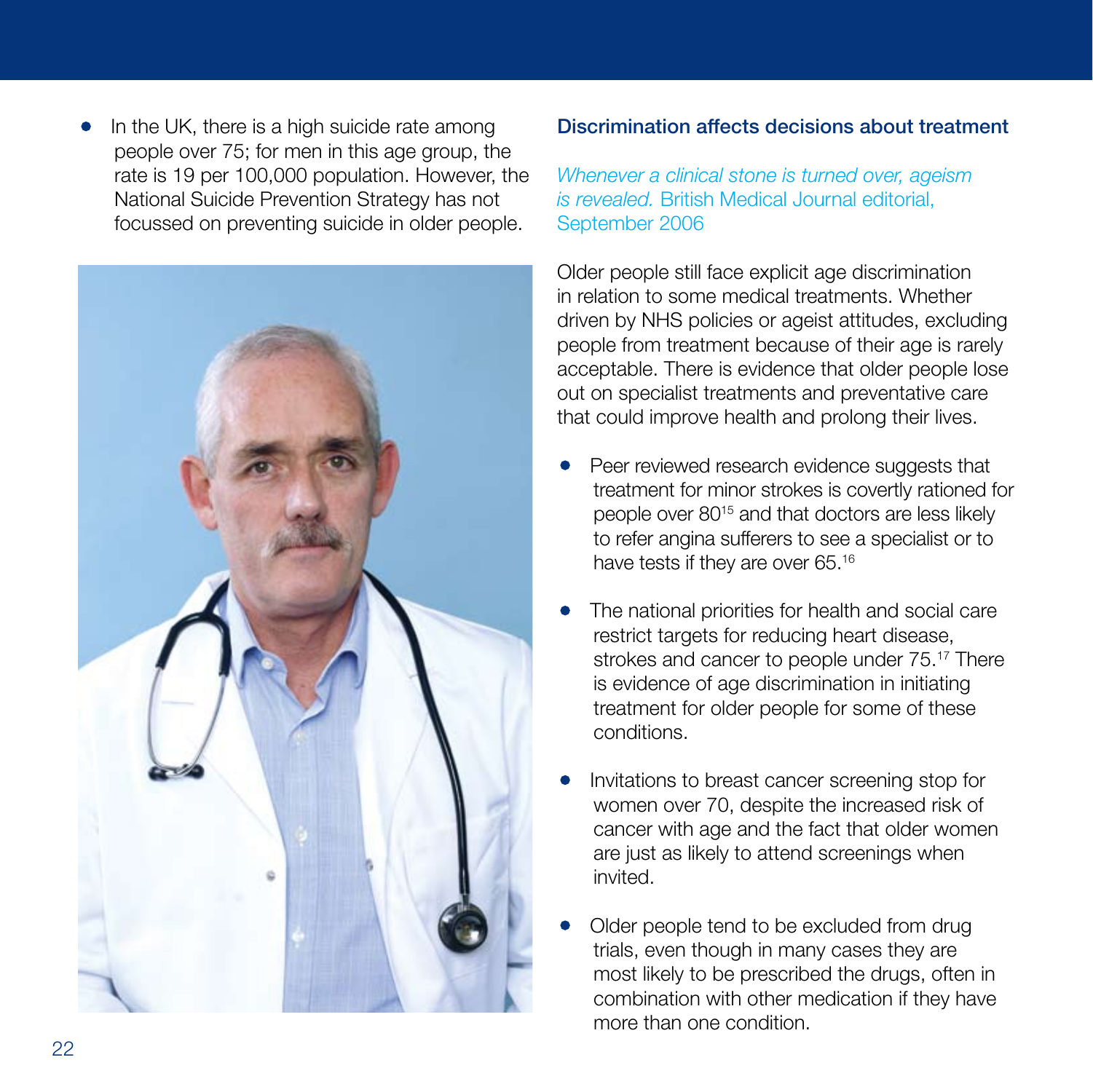- In the UK, there is a high suicide rate among people over 75; for men in this age group, the rate is 19 per 100,000 population. However, the National Suicide Prevention Strategy has not focussed on preventing suicide in older people.

## Discrimination affects decisions about treatment

*Whenever a clinical stone is turned over, ageism is revealed.* British Medical Journal editorial, September 2006

Older people still face explicit age discrimination in relation to some medical treatments. Whether driven by NHS policies or ageist attitudes, excluding people from treatment because of their age is rarely acceptable. There is evidence that older people lose out on specialist treatments and preventative care that could improve health and prolong their lives.

- Peer reviewed research evidence suggests that treatment for minor strokes is covertly rationed for people over 80[15] and that doctors are less likely to refer angina sufferers to see a specialist or to have tests if they are over 65.[16]
- The national priorities for health and social care restrict targets for reducing heart disease, strokes and cancer to people under 75.[17] There is evidence of age discrimination in initiating treatment for older people for some of these conditions.
- Invitations to breast cancer screening stop for women over 70, despite the increased risk of cancer with age and the fact that older women are just as likely to attend screenings when invited.
- Older people tend to be excluded from drug trials, even though in many cases they are most likely to be prescribed the drugs, often in combination with other medication if they have more than one condition.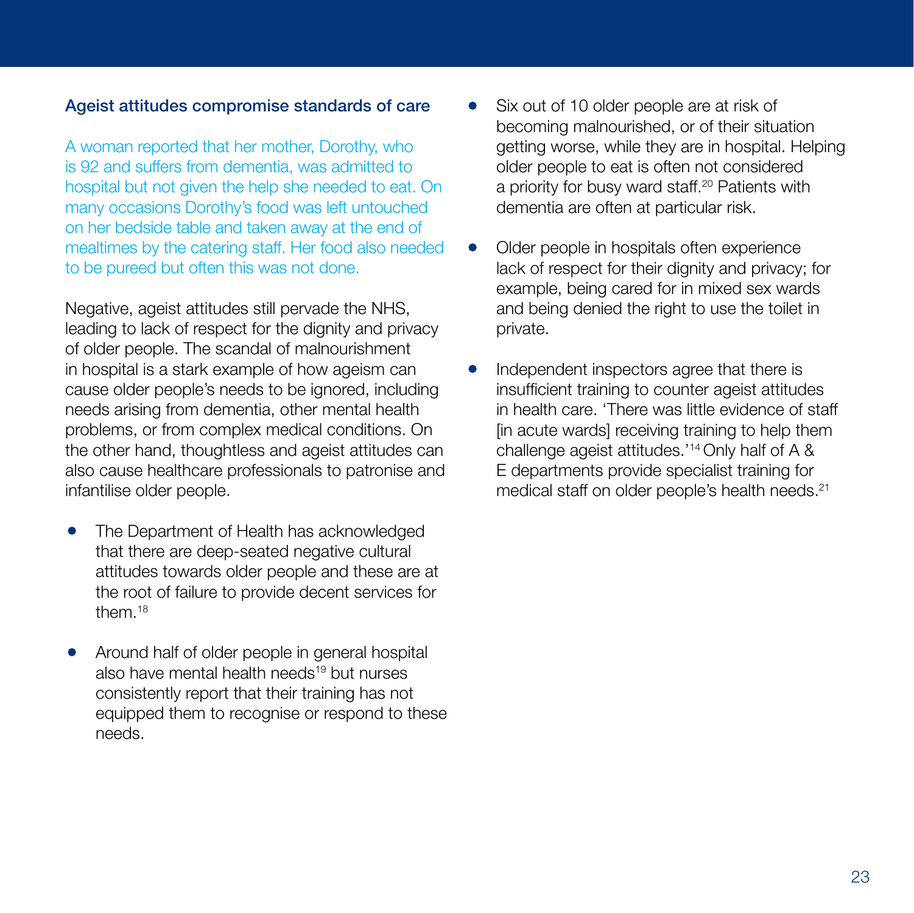## Ageist attitudes compromise standards of care

A woman reported that her mother, Dorothy, who is 92 and suffers from dementia, was admitted to hospital but not given the help she needed to eat. On many occasions Dorothy's food was left untouched on her bedside table and taken away at the end of mealtimes by the catering staff. Her food also needed to be pureed but often this was not done.

Negative, ageist attitudes still pervade the NHS, leading to lack of respect for the dignity and privacy of older people. The scandal of malnourishment in hospital is a stark example of how ageism can cause older people's needs to be ignored, including needs arising from dementia, other mental health problems, or from complex medical conditions. On the other hand, thoughtless and ageist attitudes can also cause healthcare professionals to patronise and infantilise older people.

- The Department of Health has acknowledged that there are deep-seated negative cultural attitudes towards older people and these are at the root of failure to provide decent services for them.[18]
- Around half of older people in general hospital also have mental health needs[19] but nurses consistently report that their training has not equipped them to recognise or respond to these needs.
- Six out of 10 older people are at risk of becoming malnourished, or of their situation getting worse, while they are in hospital. Helping older people to eat is often not considered a priority for busy ward staff.[20] Patients with dementia are often at particular risk.
- Older people in hospitals often experience lack of respect for their dignity and privacy; for example, being cared for in mixed sex wards and being denied the right to use the toilet in private.
- Independent inspectors agree that there is insufficient training to counter ageist attitudes in health care. 'There was little evidence of staff [in acute wards] receiving training to help them challenge ageist attitudes.'[14] Only half of A & E departments provide specialist training for medical staff on older people's health needs.[21]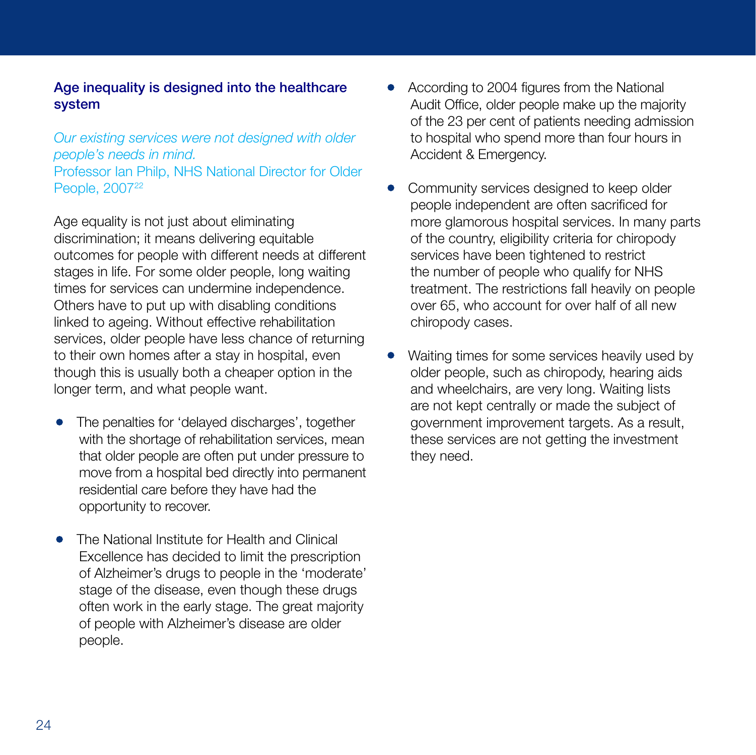## Age inequality is designed into the healthcare system

*Our existing services were not designed with older people's needs in mind.*
Professor Ian Philp, NHS National Director for Older People, 2007[22]

Age equality is not just about eliminating discrimination; it means delivering equitable outcomes for people with different needs at different stages in life. For some older people, long waiting times for services can undermine independence. Others have to put up with disabling conditions linked to ageing. Without effective rehabilitation services, older people have less chance of returning to their own homes after a stay in hospital, even though this is usually both a cheaper option in the longer term, and what people want.

- The penalties for 'delayed discharges', together with the shortage of rehabilitation services, mean that older people are often put under pressure to move from a hospital bed directly into permanent residential care before they have had the opportunity to recover.

- The National Institute for Health and Clinical Excellence has decided to limit the prescription of Alzheimer's drugs to people in the 'moderate' stage of the disease, even though these drugs often work in the early stage. The great majority of people with Alzheimer's disease are older people.

- According to 2004 figures from the National Audit Office, older people make up the majority of the 23 per cent of patients needing admission to hospital who spend more than four hours in Accident & Emergency.

- Community services designed to keep older people independent are often sacrificed for more glamorous hospital services. In many parts of the country, eligibility criteria for chiropody services have been tightened to restrict the number of people who qualify for NHS treatment. The restrictions fall heavily on people over 65, who account for over half of all new chiropody cases.

- Waiting times for some services heavily used by older people, such as chiropody, hearing aids and wheelchairs, are very long. Waiting lists are not kept centrally or made the subject of government improvement targets. As a result, these services are not getting the investment they need.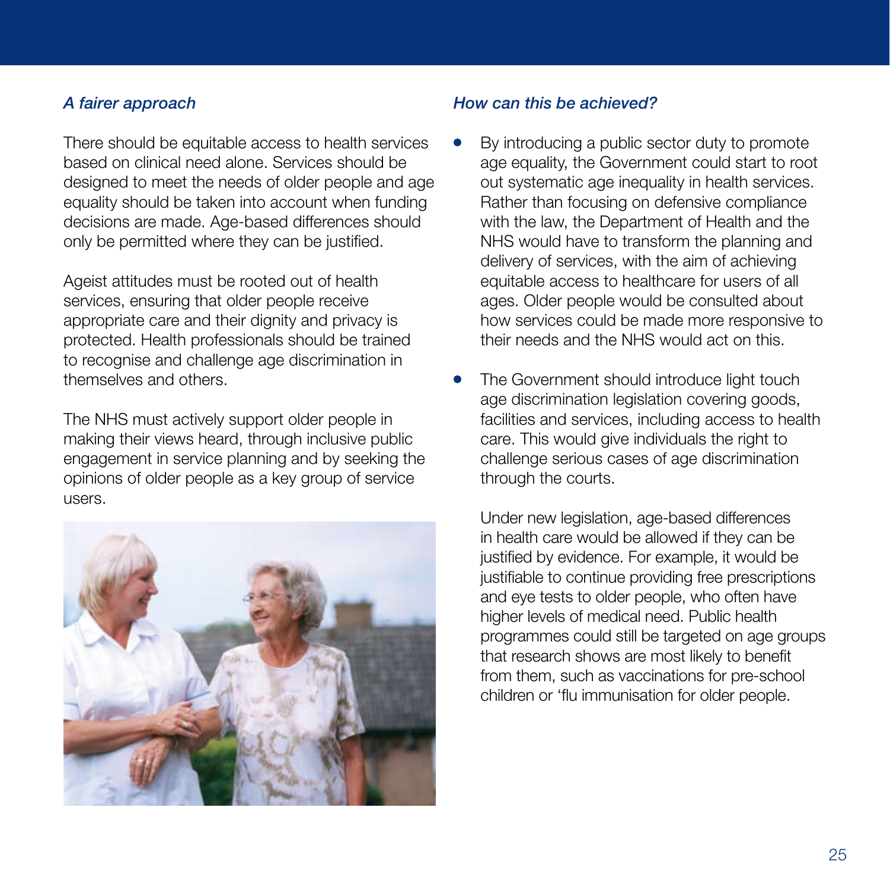### *A fairer approach*

There should be equitable access to health services based on clinical need alone. Services should be designed to meet the needs of older people and age equality should be taken into account when funding decisions are made. Age-based differences should only be permitted where they can be justified.

Ageist attitudes must be rooted out of health services, ensuring that older people receive appropriate care and their dignity and privacy is protected. Health professionals should be trained to recognise and challenge age discrimination in themselves and others.

The NHS must actively support older people in making their views heard, through inclusive public engagement in service planning and by seeking the opinions of older people as a key group of service users.

### *How can this be achieved?*

- By introducing a public sector duty to promote age equality, the Government could start to root out systematic age inequality in health services. Rather than focusing on defensive compliance with the law, the Department of Health and the NHS would have to transform the planning and delivery of services, with the aim of achieving equitable access to healthcare for users of all ages. Older people would be consulted about how services could be made more responsive to their needs and the NHS would act on this.

- The Government should introduce light touch age discrimination legislation covering goods, facilities and services, including access to health care. This would give individuals the right to challenge serious cases of age discrimination through the courts.

  Under new legislation, age-based differences in health care would be allowed if they can be justified by evidence. For example, it would be justifiable to continue providing free prescriptions and eye tests to older people, who often have higher levels of medical need. Public health programmes could still be targeted on age groups that research shows are most likely to benefit from them, such as vaccinations for pre-school children or 'flu immunisation for older people.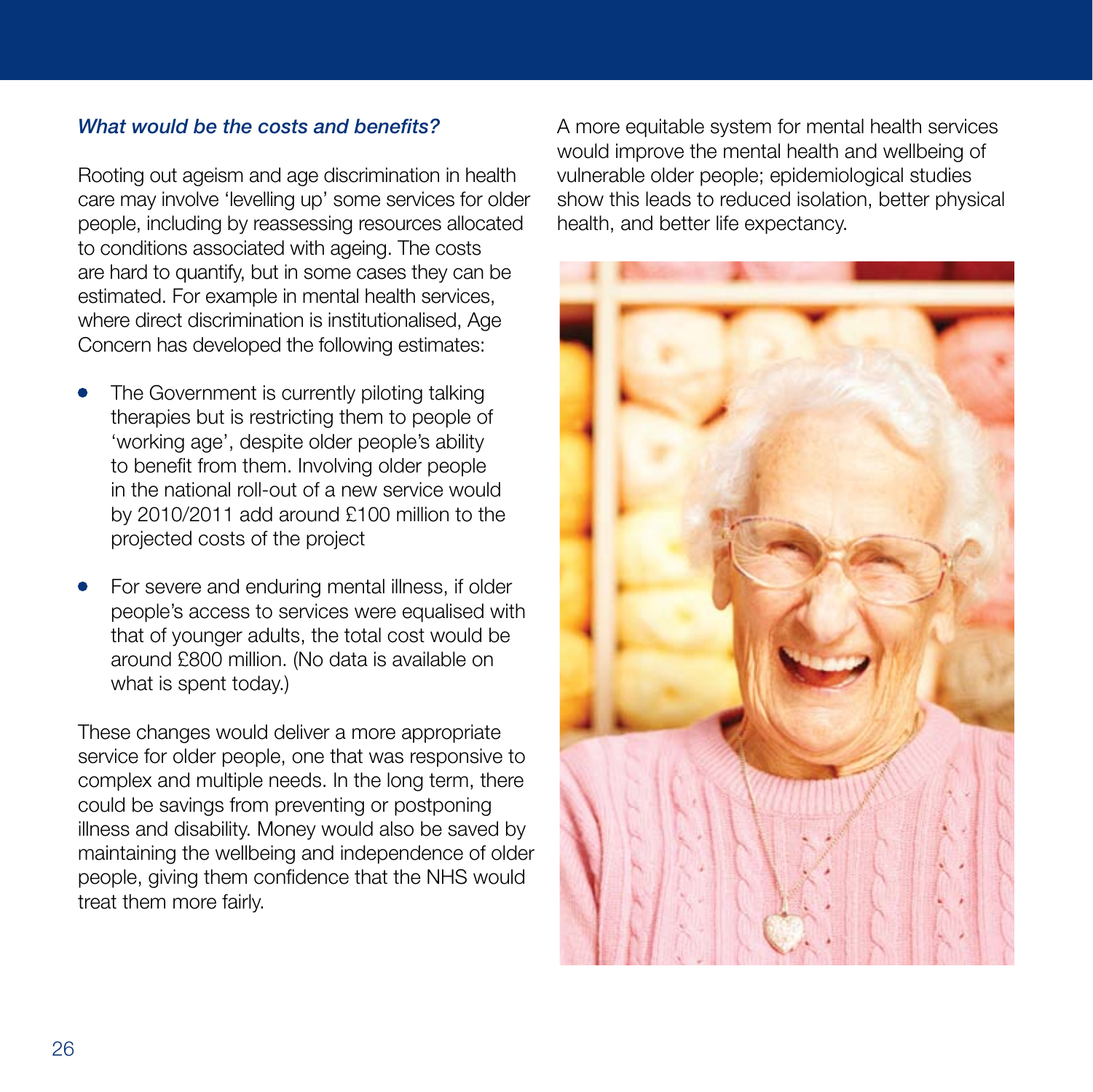*What would be the costs and benefits?*

Rooting out ageism and age discrimination in health care may involve 'levelling up' some services for older people, including by reassessing resources allocated to conditions associated with ageing. The costs are hard to quantify, but in some cases they can be estimated. For example in mental health services, where direct discrimination is institutionalised, Age Concern has developed the following estimates:

- The Government is currently piloting talking therapies but is restricting them to people of 'working age', despite older people's ability to benefit from them. Involving older people in the national roll-out of a new service would by 2010/2011 add around £100 million to the projected costs of the project
- For severe and enduring mental illness, if older people's access to services were equalised with that of younger adults, the total cost would be around £800 million. (No data is available on what is spent today.)

These changes would deliver a more appropriate service for older people, one that was responsive to complex and multiple needs. In the long term, there could be savings from preventing or postponing illness and disability. Money would also be saved by maintaining the wellbeing and independence of older people, giving them confidence that the NHS would treat them more fairly.

A more equitable system for mental health services would improve the mental health and wellbeing of vulnerable older people; epidemiological studies show this leads to reduced isolation, better physical health, and better life expectancy.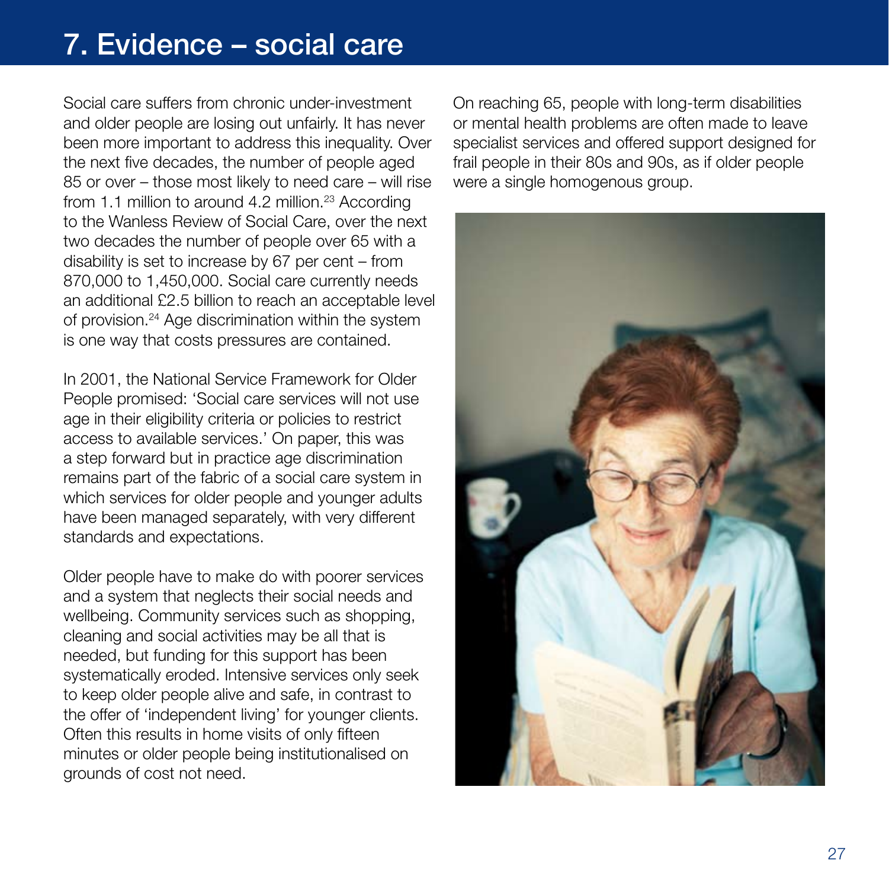# 7. Evidence – social care

Social care suffers from chronic under-investment and older people are losing out unfairly. It has never been more important to address this inequality. Over the next five decades, the number of people aged 85 or over – those most likely to need care – will rise from 1.1 million to around 4.2 million.[23] According to the Wanless Review of Social Care, over the next two decades the number of people over 65 with a disability is set to increase by 67 per cent – from 870,000 to 1,450,000. Social care currently needs an additional £2.5 billion to reach an acceptable level of provision.[24] Age discrimination within the system is one way that costs pressures are contained.

In 2001, the National Service Framework for Older People promised: 'Social care services will not use age in their eligibility criteria or policies to restrict access to available services.' On paper, this was a step forward but in practice age discrimination remains part of the fabric of a social care system in which services for older people and younger adults have been managed separately, with very different standards and expectations.

Older people have to make do with poorer services and a system that neglects their social needs and wellbeing. Community services such as shopping, cleaning and social activities may be all that is needed, but funding for this support has been systematically eroded. Intensive services only seek to keep older people alive and safe, in contrast to the offer of 'independent living' for younger clients. Often this results in home visits of only fifteen minutes or older people being institutionalised on grounds of cost not need.

On reaching 65, people with long-term disabilities or mental health problems are often made to leave specialist services and offered support designed for frail people in their 80s and 90s, as if older people were a single homogenous group.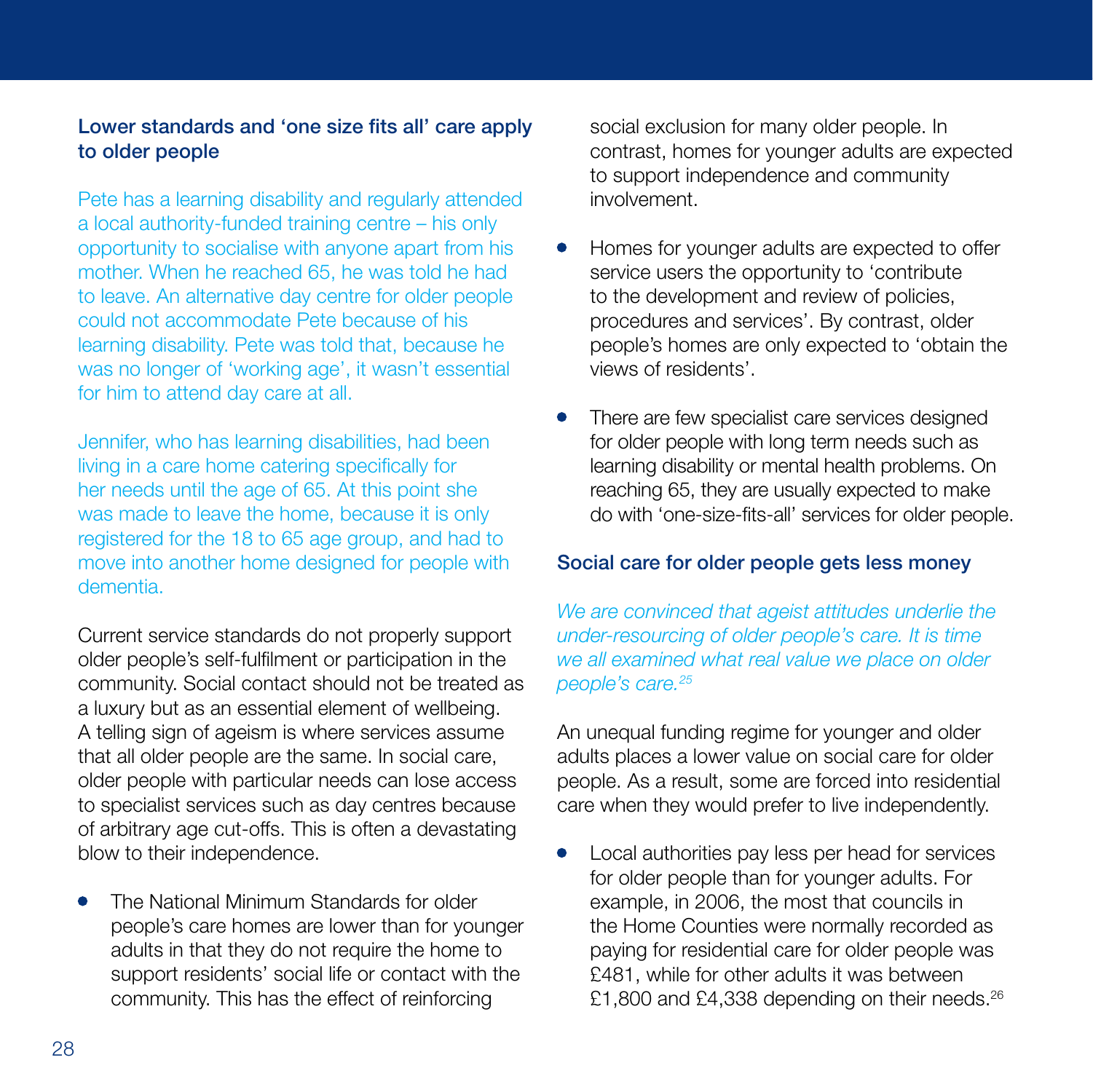### Lower standards and 'one size fits all' care apply to older people

Pete has a learning disability and regularly attended a local authority-funded training centre – his only opportunity to socialise with anyone apart from his mother. When he reached 65, he was told he had to leave. An alternative day centre for older people could not accommodate Pete because of his learning disability. Pete was told that, because he was no longer of 'working age', it wasn't essential for him to attend day care at all.

Jennifer, who has learning disabilities, had been living in a care home catering specifically for her needs until the age of 65. At this point she was made to leave the home, because it is only registered for the 18 to 65 age group, and had to move into another home designed for people with dementia.

Current service standards do not properly support older people's self-fulfilment or participation in the community. Social contact should not be treated as a luxury but as an essential element of wellbeing. A telling sign of ageism is where services assume that all older people are the same. In social care, older people with particular needs can lose access to specialist services such as day centres because of arbitrary age cut-offs. This is often a devastating blow to their independence.

- The National Minimum Standards for older people's care homes are lower than for younger adults in that they do not require the home to support residents' social life or contact with the community. This has the effect of reinforcing social exclusion for many older people. In contrast, homes for younger adults are expected to support independence and community involvement.
- Homes for younger adults are expected to offer service users the opportunity to 'contribute to the development and review of policies, procedures and services'. By contrast, older people's homes are only expected to 'obtain the views of residents'.
- There are few specialist care services designed for older people with long term needs such as learning disability or mental health problems. On reaching 65, they are usually expected to make do with 'one-size-fits-all' services for older people.

### Social care for older people gets less money

*We are convinced that ageist attitudes underlie the under-resourcing of older people's care. It is time we all examined what real value we place on older people's care.*[25]

An unequal funding regime for younger and older adults places a lower value on social care for older people. As a result, some are forced into residential care when they would prefer to live independently.

- Local authorities pay less per head for services for older people than for younger adults. For example, in 2006, the most that councils in the Home Counties were normally recorded as paying for residential care for older people was £481, while for other adults it was between £1,800 and £4,338 depending on their needs.[26]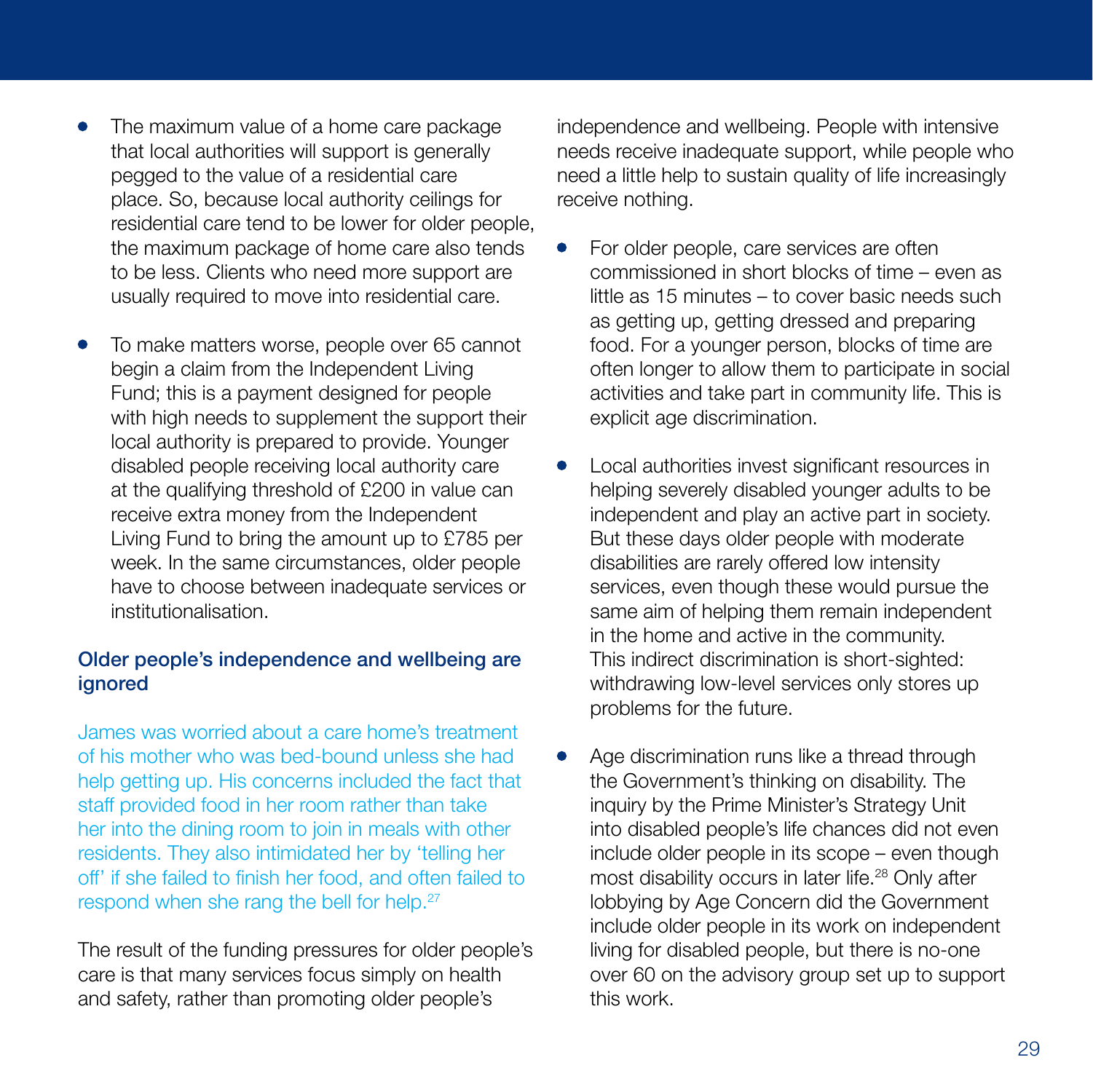- The maximum value of a home care package that local authorities will support is generally pegged to the value of a residential care place. So, because local authority ceilings for residential care tend to be lower for older people, the maximum package of home care also tends to be less. Clients who need more support are usually required to move into residential care.

- To make matters worse, people over 65 cannot begin a claim from the Independent Living Fund; this is a payment designed for people with high needs to supplement the support their local authority is prepared to provide. Younger disabled people receiving local authority care at the qualifying threshold of £200 in value can receive extra money from the Independent Living Fund to bring the amount up to £785 per week. In the same circumstances, older people have to choose between inadequate services or institutionalisation.

### Older people's independence and wellbeing are ignored

James was worried about a care home's treatment of his mother who was bed-bound unless she had help getting up. His concerns included the fact that staff provided food in her room rather than take her into the dining room to join in meals with other residents. They also intimidated her by 'telling her off' if she failed to finish her food, and often failed to respond when she rang the bell for help.[27]

The result of the funding pressures for older people's care is that many services focus simply on health and safety, rather than promoting older people's independence and wellbeing. People with intensive needs receive inadequate support, while people who need a little help to sustain quality of life increasingly receive nothing.

- For older people, care services are often commissioned in short blocks of time – even as little as 15 minutes – to cover basic needs such as getting up, getting dressed and preparing food. For a younger person, blocks of time are often longer to allow them to participate in social activities and take part in community life. This is explicit age discrimination.

- Local authorities invest significant resources in helping severely disabled younger adults to be independent and play an active part in society. But these days older people with moderate disabilities are rarely offered low intensity services, even though these would pursue the same aim of helping them remain independent in the home and active in the community. This indirect discrimination is short-sighted: withdrawing low-level services only stores up problems for the future.

- Age discrimination runs like a thread through the Government's thinking on disability. The inquiry by the Prime Minister's Strategy Unit into disabled people's life chances did not even include older people in its scope – even though most disability occurs in later life.[28] Only after lobbying by Age Concern did the Government include older people in its work on independent living for disabled people, but there is no-one over 60 on the advisory group set up to support this work.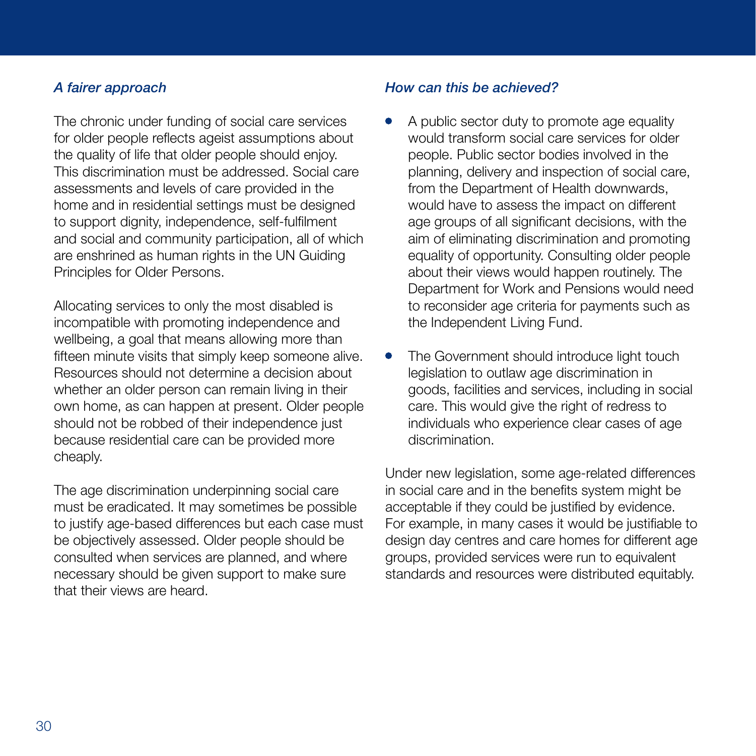### *A fairer approach*

The chronic under funding of social care services for older people reflects ageist assumptions about the quality of life that older people should enjoy. This discrimination must be addressed. Social care assessments and levels of care provided in the home and in residential settings must be designed to support dignity, independence, self-fulfilment and social and community participation, all of which are enshrined as human rights in the UN Guiding Principles for Older Persons.

Allocating services to only the most disabled is incompatible with promoting independence and wellbeing, a goal that means allowing more than fifteen minute visits that simply keep someone alive. Resources should not determine a decision about whether an older person can remain living in their own home, as can happen at present. Older people should not be robbed of their independence just because residential care can be provided more cheaply.

The age discrimination underpinning social care must be eradicated. It may sometimes be possible to justify age-based differences but each case must be objectively assessed. Older people should be consulted when services are planned, and where necessary should be given support to make sure that their views are heard.

### *How can this be achieved?*

- A public sector duty to promote age equality would transform social care services for older people. Public sector bodies involved in the planning, delivery and inspection of social care, from the Department of Health downwards, would have to assess the impact on different age groups of all significant decisions, with the aim of eliminating discrimination and promoting equality of opportunity. Consulting older people about their views would happen routinely. The Department for Work and Pensions would need to reconsider age criteria for payments such as the Independent Living Fund.
- The Government should introduce light touch legislation to outlaw age discrimination in goods, facilities and services, including in social care. This would give the right of redress to individuals who experience clear cases of age discrimination.

Under new legislation, some age-related differences in social care and in the benefits system might be acceptable if they could be justified by evidence. For example, in many cases it would be justifiable to design day centres and care homes for different age groups, provided services were run to equivalent standards and resources were distributed equitably.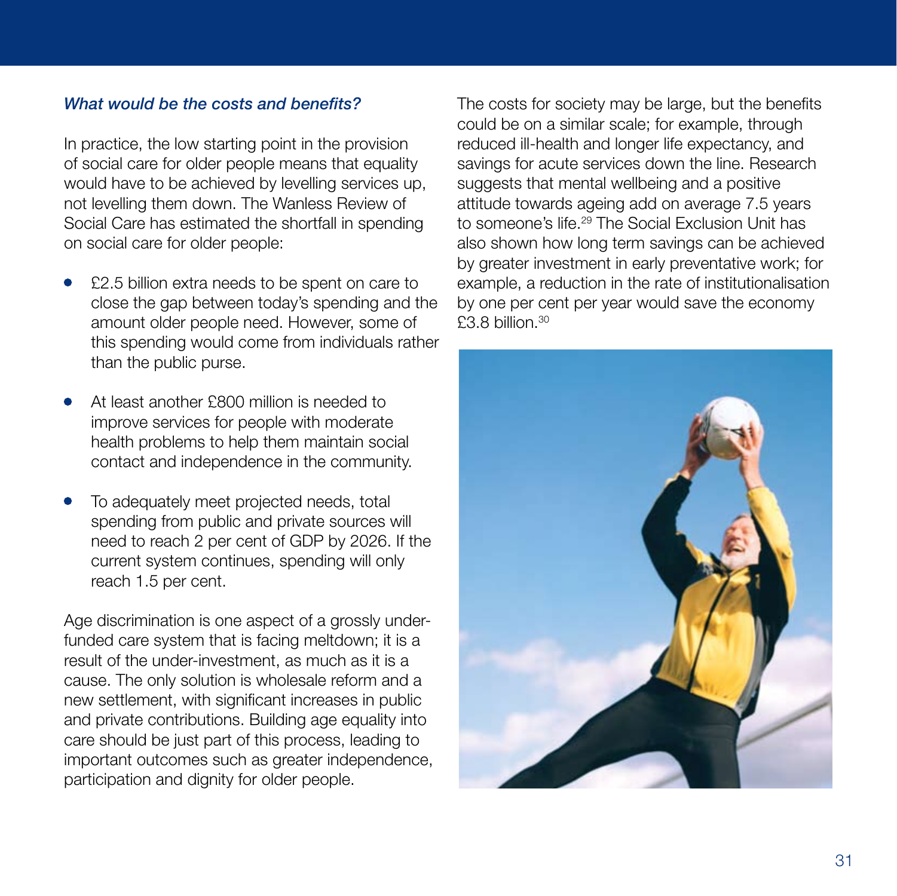### *What would be the costs and benefits?*

In practice, the low starting point in the provision of social care for older people means that equality would have to be achieved by levelling services up, not levelling them down. The Wanless Review of Social Care has estimated the shortfall in spending on social care for older people:

- £2.5 billion extra needs to be spent on care to close the gap between today's spending and the amount older people need. However, some of this spending would come from individuals rather than the public purse.
- At least another £800 million is needed to improve services for people with moderate health problems to help them maintain social contact and independence in the community.
- To adequately meet projected needs, total spending from public and private sources will need to reach 2 per cent of GDP by 2026. If the current system continues, spending will only reach 1.5 per cent.

Age discrimination is one aspect of a grossly under-funded care system that is facing meltdown; it is a result of the under-investment, as much as it is a cause. The only solution is wholesale reform and a new settlement, with significant increases in public and private contributions. Building age equality into care should be just part of this process, leading to important outcomes such as greater independence, participation and dignity for older people.

The costs for society may be large, but the benefits could be on a similar scale; for example, through reduced ill-health and longer life expectancy, and savings for acute services down the line. Research suggests that mental wellbeing and a positive attitude towards ageing add on average 7.5 years to someone's life.[29] The Social Exclusion Unit has also shown how long term savings can be achieved by greater investment in early preventative work; for example, a reduction in the rate of institutionalisation by one per cent per year would save the economy £3.8 billion.[30]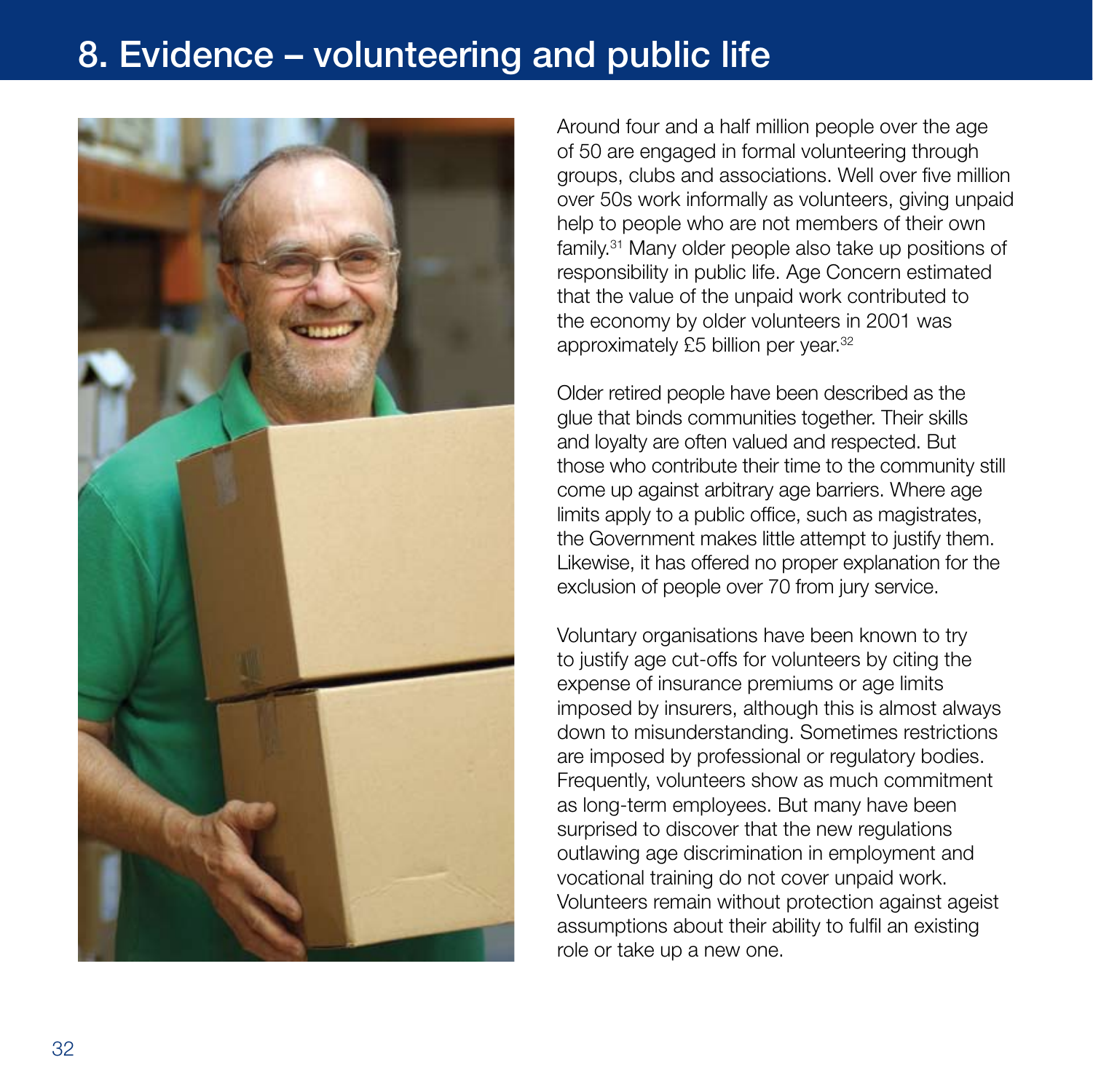# 8. Evidence – volunteering and public life

Around four and a half million people over the age of 50 are engaged in formal volunteering through groups, clubs and associations. Well over five million over 50s work informally as volunteers, giving unpaid help to people who are not members of their own family.[31] Many older people also take up positions of responsibility in public life. Age Concern estimated that the value of the unpaid work contributed to the economy by older volunteers in 2001 was approximately £5 billion per year.[32]

Older retired people have been described as the glue that binds communities together. Their skills and loyalty are often valued and respected. But those who contribute their time to the community still come up against arbitrary age barriers. Where age limits apply to a public office, such as magistrates, the Government makes little attempt to justify them. Likewise, it has offered no proper explanation for the exclusion of people over 70 from jury service.

Voluntary organisations have been known to try to justify age cut-offs for volunteers by citing the expense of insurance premiums or age limits imposed by insurers, although this is almost always down to misunderstanding. Sometimes restrictions are imposed by professional or regulatory bodies. Frequently, volunteers show as much commitment as long-term employees. But many have been surprised to discover that the new regulations outlawing age discrimination in employment and vocational training do not cover unpaid work. Volunteers remain without protection against ageist assumptions about their ability to fulfil an existing role or take up a new one.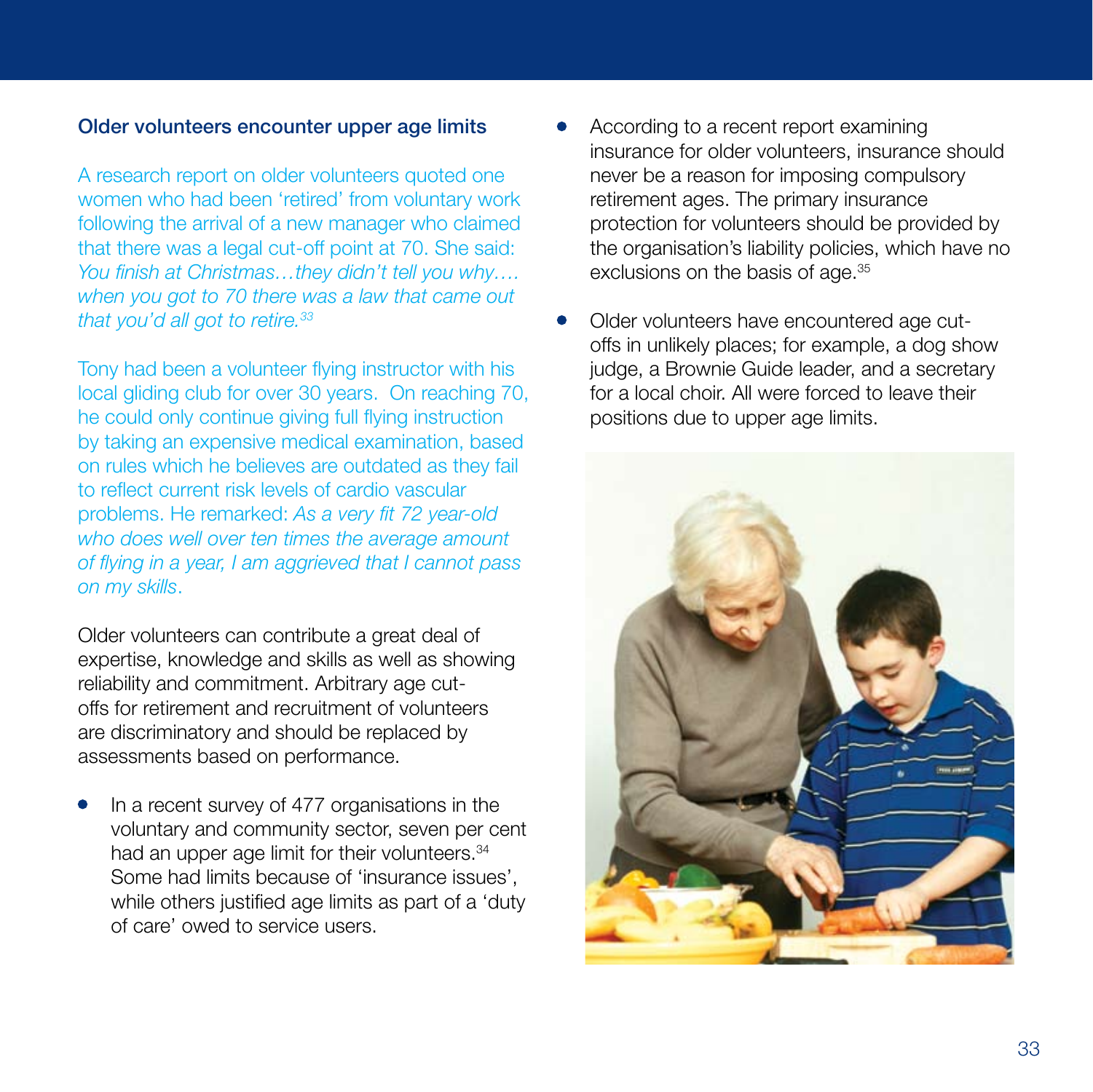## Older volunteers encounter upper age limits

A research report on older volunteers quoted one women who had been 'retired' from voluntary work following the arrival of a new manager who claimed that there was a legal cut-off point at 70. She said: *You finish at Christmas…they didn't tell you why…. when you got to 70 there was a law that came out that you'd all got to retire.*[33]

Tony had been a volunteer flying instructor with his local gliding club for over 30 years. On reaching 70, he could only continue giving full flying instruction by taking an expensive medical examination, based on rules which he believes are outdated as they fail to reflect current risk levels of cardio vascular problems. He remarked: *As a very fit 72 year-old who does well over ten times the average amount of flying in a year, I am aggrieved that I cannot pass on my skills*.

Older volunteers can contribute a great deal of expertise, knowledge and skills as well as showing reliability and commitment. Arbitrary age cut-offs for retirement and recruitment of volunteers are discriminatory and should be replaced by assessments based on performance.

- In a recent survey of 477 organisations in the voluntary and community sector, seven per cent had an upper age limit for their volunteers.[34] Some had limits because of 'insurance issues', while others justified age limits as part of a 'duty of care' owed to service users.
- According to a recent report examining insurance for older volunteers, insurance should never be a reason for imposing compulsory retirement ages. The primary insurance protection for volunteers should be provided by the organisation's liability policies, which have no exclusions on the basis of age.[35]
- Older volunteers have encountered age cut-offs in unlikely places; for example, a dog show judge, a Brownie Guide leader, and a secretary for a local choir. All were forced to leave their positions due to upper age limits.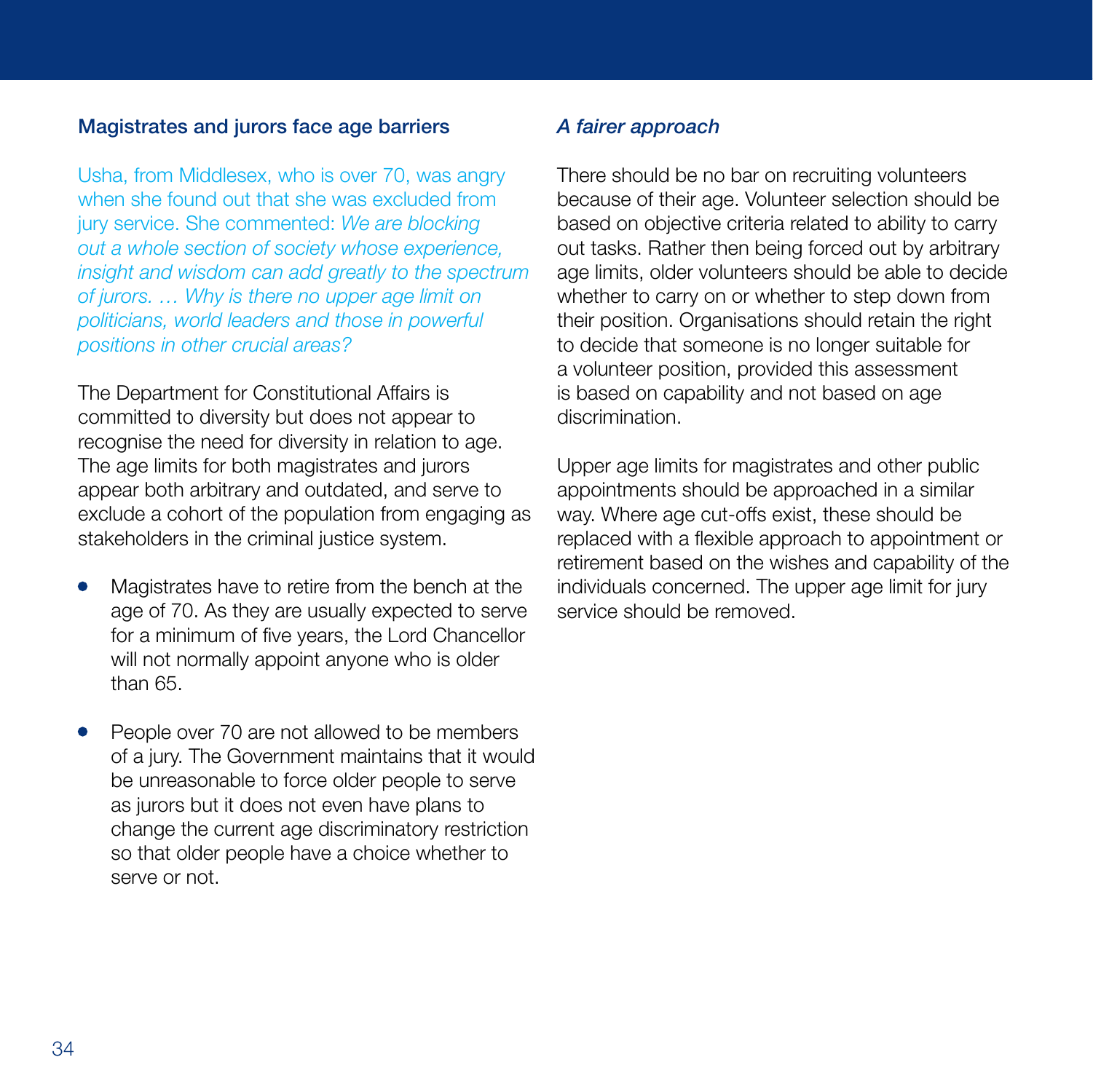## Magistrates and jurors face age barriers

Usha, from Middlesex, who is over 70, was angry when she found out that she was excluded from jury service. She commented: *We are blocking out a whole section of society whose experience, insight and wisdom can add greatly to the spectrum of jurors. … Why is there no upper age limit on politicians, world leaders and those in powerful positions in other crucial areas?*

The Department for Constitutional Affairs is committed to diversity but does not appear to recognise the need for diversity in relation to age. The age limits for both magistrates and jurors appear both arbitrary and outdated, and serve to exclude a cohort of the population from engaging as stakeholders in the criminal justice system.

- Magistrates have to retire from the bench at the age of 70. As they are usually expected to serve for a minimum of five years, the Lord Chancellor will not normally appoint anyone who is older than 65.
- People over 70 are not allowed to be members of a jury. The Government maintains that it would be unreasonable to force older people to serve as jurors but it does not even have plans to change the current age discriminatory restriction so that older people have a choice whether to serve or not.

### *A fairer approach*

There should be no bar on recruiting volunteers because of their age. Volunteer selection should be based on objective criteria related to ability to carry out tasks. Rather then being forced out by arbitrary age limits, older volunteers should be able to decide whether to carry on or whether to step down from their position. Organisations should retain the right to decide that someone is no longer suitable for a volunteer position, provided this assessment is based on capability and not based on age discrimination.

Upper age limits for magistrates and other public appointments should be approached in a similar way. Where age cut-offs exist, these should be replaced with a flexible approach to appointment or retirement based on the wishes and capability of the individuals concerned. The upper age limit for jury service should be removed.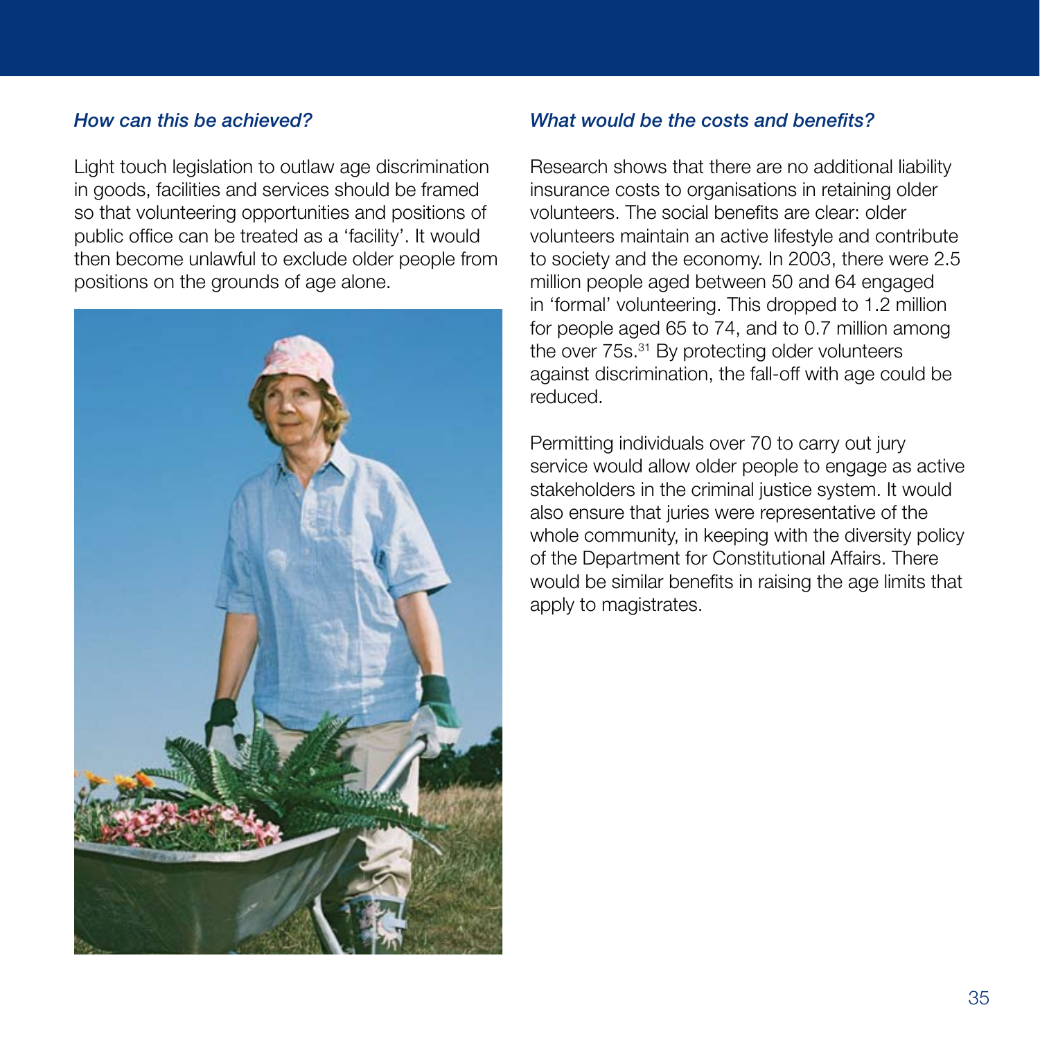### *How can this be achieved?*

Light touch legislation to outlaw age discrimination in goods, facilities and services should be framed so that volunteering opportunities and positions of public office can be treated as a 'facility'. It would then become unlawful to exclude older people from positions on the grounds of age alone.

### *What would be the costs and benefits?*

Research shows that there are no additional liability insurance costs to organisations in retaining older volunteers. The social benefits are clear: older volunteers maintain an active lifestyle and contribute to society and the economy. In 2003, there were 2.5 million people aged between 50 and 64 engaged in 'formal' volunteering. This dropped to 1.2 million for people aged 65 to 74, and to 0.7 million among the over 75s.[31] By protecting older volunteers against discrimination, the fall-off with age could be reduced.

Permitting individuals over 70 to carry out jury service would allow older people to engage as active stakeholders in the criminal justice system. It would also ensure that juries were representative of the whole community, in keeping with the diversity policy of the Department for Constitutional Affairs. There would be similar benefits in raising the age limits that apply to magistrates.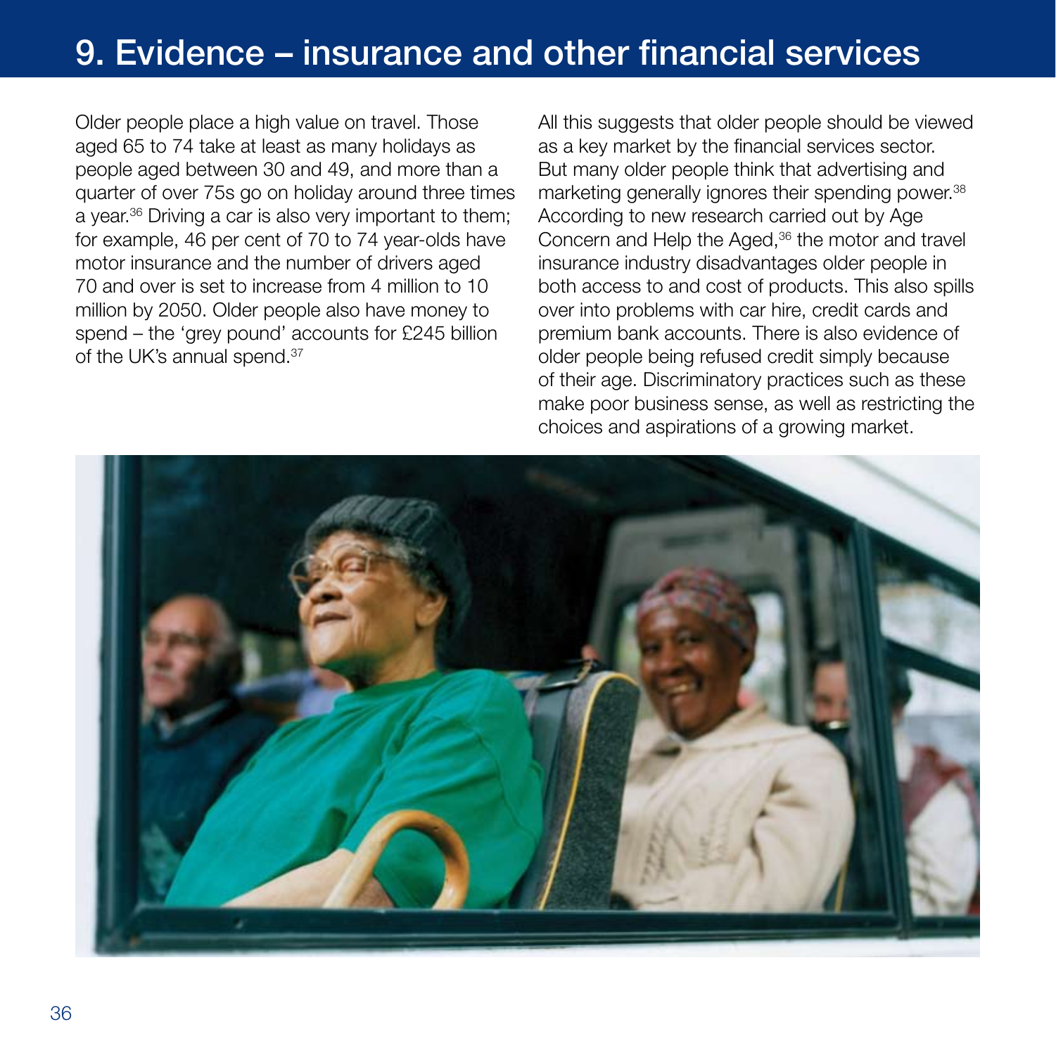# 9. Evidence – insurance and other financial services

Older people place a high value on travel. Those aged 65 to 74 take at least as many holidays as people aged between 30 and 49, and more than a quarter of over 75s go on holiday around three times a year.[36] Driving a car is also very important to them; for example, 46 per cent of 70 to 74 year-olds have motor insurance and the number of drivers aged 70 and over is set to increase from 4 million to 10 million by 2050. Older people also have money to spend – the 'grey pound' accounts for £245 billion of the UK's annual spend.[37]

All this suggests that older people should be viewed as a key market by the financial services sector. But many older people think that advertising and marketing generally ignores their spending power.[38] According to new research carried out by Age Concern and Help the Aged,[36] the motor and travel insurance industry disadvantages older people in both access to and cost of products. This also spills over into problems with car hire, credit cards and premium bank accounts. There is also evidence of older people being refused credit simply because of their age. Discriminatory practices such as these make poor business sense, as well as restricting the choices and aspirations of a growing market.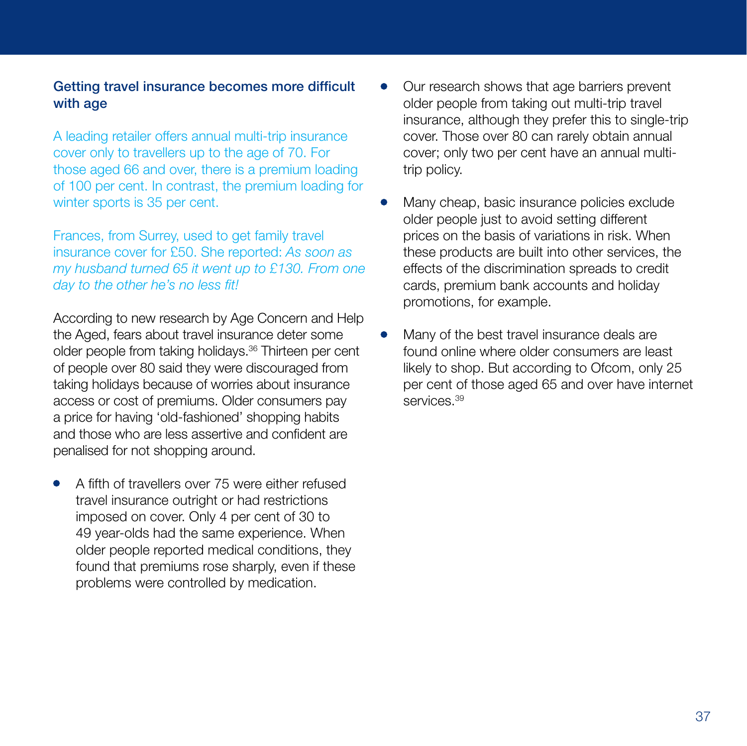### Getting travel insurance becomes more difficult with age

A leading retailer offers annual multi-trip insurance cover only to travellers up to the age of 70. For those aged 66 and over, there is a premium loading of 100 per cent. In contrast, the premium loading for winter sports is 35 per cent.

Frances, from Surrey, used to get family travel insurance cover for £50. She reported: *As soon as my husband turned 65 it went up to £130. From one day to the other he's no less fit!*

According to new research by Age Concern and Help the Aged, fears about travel insurance deter some older people from taking holidays.[36] Thirteen per cent of people over 80 said they were discouraged from taking holidays because of worries about insurance access or cost of premiums. Older consumers pay a price for having 'old-fashioned' shopping habits and those who are less assertive and confident are penalised for not shopping around.

- A fifth of travellers over 75 were either refused travel insurance outright or had restrictions imposed on cover. Only 4 per cent of 30 to 49 year-olds had the same experience. When older people reported medical conditions, they found that premiums rose sharply, even if these problems were controlled by medication.
- Our research shows that age barriers prevent older people from taking out multi-trip travel insurance, although they prefer this to single-trip cover. Those over 80 can rarely obtain annual cover; only two per cent have an annual multi-trip policy.
- Many cheap, basic insurance policies exclude older people just to avoid setting different prices on the basis of variations in risk. When these products are built into other services, the effects of the discrimination spreads to credit cards, premium bank accounts and holiday promotions, for example.
- Many of the best travel insurance deals are found online where older consumers are least likely to shop. But according to Ofcom, only 25 per cent of those aged 65 and over have internet services.[39]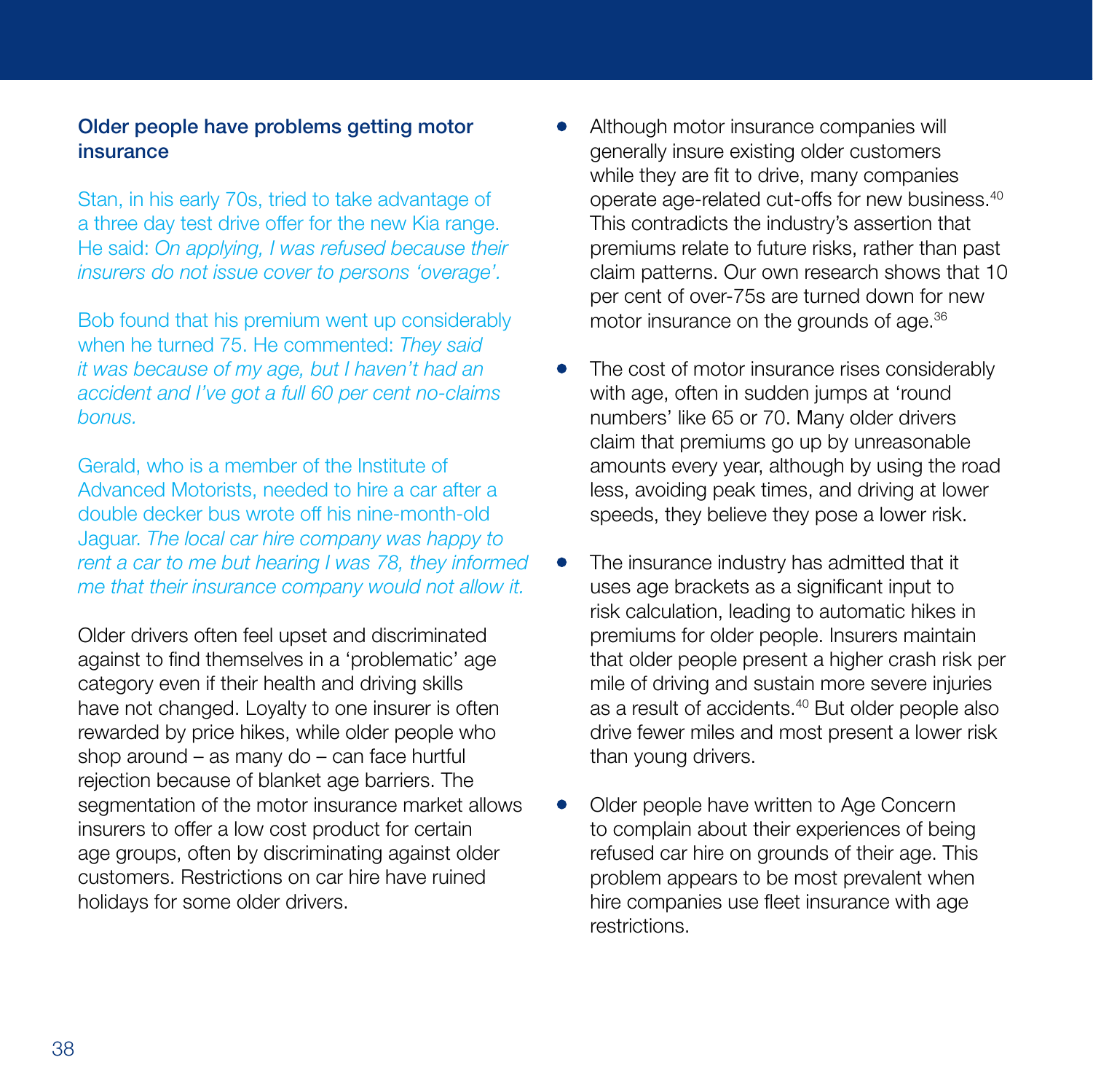## Older people have problems getting motor insurance

Stan, in his early 70s, tried to take advantage of a three day test drive offer for the new Kia range. He said: *On applying, I was refused because their insurers do not issue cover to persons 'overage'.*

Bob found that his premium went up considerably when he turned 75. He commented: *They said it was because of my age, but I haven't had an accident and I've got a full 60 per cent no-claims bonus.*

Gerald, who is a member of the Institute of Advanced Motorists, needed to hire a car after a double decker bus wrote off his nine-month-old Jaguar. *The local car hire company was happy to rent a car to me but hearing I was 78, they informed me that their insurance company would not allow it.*

Older drivers often feel upset and discriminated against to find themselves in a 'problematic' age category even if their health and driving skills have not changed. Loyalty to one insurer is often rewarded by price hikes, while older people who shop around – as many do – can face hurtful rejection because of blanket age barriers. The segmentation of the motor insurance market allows insurers to offer a low cost product for certain age groups, often by discriminating against older customers. Restrictions on car hire have ruined holidays for some older drivers.

- Although motor insurance companies will generally insure existing older customers while they are fit to drive, many companies operate age-related cut-offs for new business.[40] This contradicts the industry's assertion that premiums relate to future risks, rather than past claim patterns. Our own research shows that 10 per cent of over-75s are turned down for new motor insurance on the grounds of age.[36]

- The cost of motor insurance rises considerably with age, often in sudden jumps at 'round numbers' like 65 or 70. Many older drivers claim that premiums go up by unreasonable amounts every year, although by using the road less, avoiding peak times, and driving at lower speeds, they believe they pose a lower risk.

- The insurance industry has admitted that it uses age brackets as a significant input to risk calculation, leading to automatic hikes in premiums for older people. Insurers maintain that older people present a higher crash risk per mile of driving and sustain more severe injuries as a result of accidents.[40] But older people also drive fewer miles and most present a lower risk than young drivers.

- Older people have written to Age Concern to complain about their experiences of being refused car hire on grounds of their age. This problem appears to be most prevalent when hire companies use fleet insurance with age restrictions.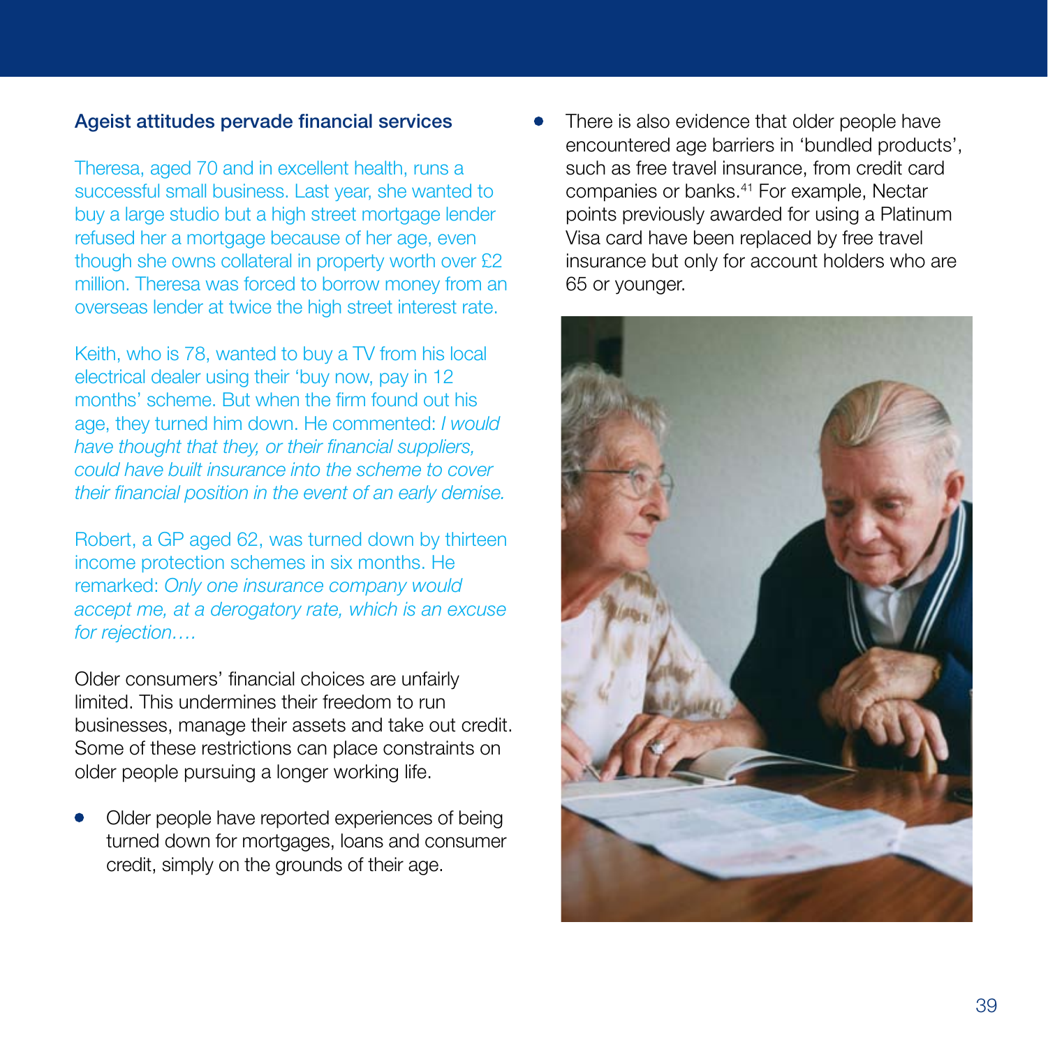## Ageist attitudes pervade financial services

Theresa, aged 70 and in excellent health, runs a successful small business. Last year, she wanted to buy a large studio but a high street mortgage lender refused her a mortgage because of her age, even though she owns collateral in property worth over £2 million. Theresa was forced to borrow money from an overseas lender at twice the high street interest rate.

Keith, who is 78, wanted to buy a TV from his local electrical dealer using their 'buy now, pay in 12 months' scheme. But when the firm found out his age, they turned him down. He commented: *I would have thought that they, or their financial suppliers, could have built insurance into the scheme to cover their financial position in the event of an early demise.*

Robert, a GP aged 62, was turned down by thirteen income protection schemes in six months. He remarked: *Only one insurance company would accept me, at a derogatory rate, which is an excuse for rejection….*

Older consumers' financial choices are unfairly limited. This undermines their freedom to run businesses, manage their assets and take out credit. Some of these restrictions can place constraints on older people pursuing a longer working life.

- Older people have reported experiences of being turned down for mortgages, loans and consumer credit, simply on the grounds of their age.
- There is also evidence that older people have encountered age barriers in 'bundled products', such as free travel insurance, from credit card companies or banks.[41] For example, Nectar points previously awarded for using a Platinum Visa card have been replaced by free travel insurance but only for account holders who are 65 or younger.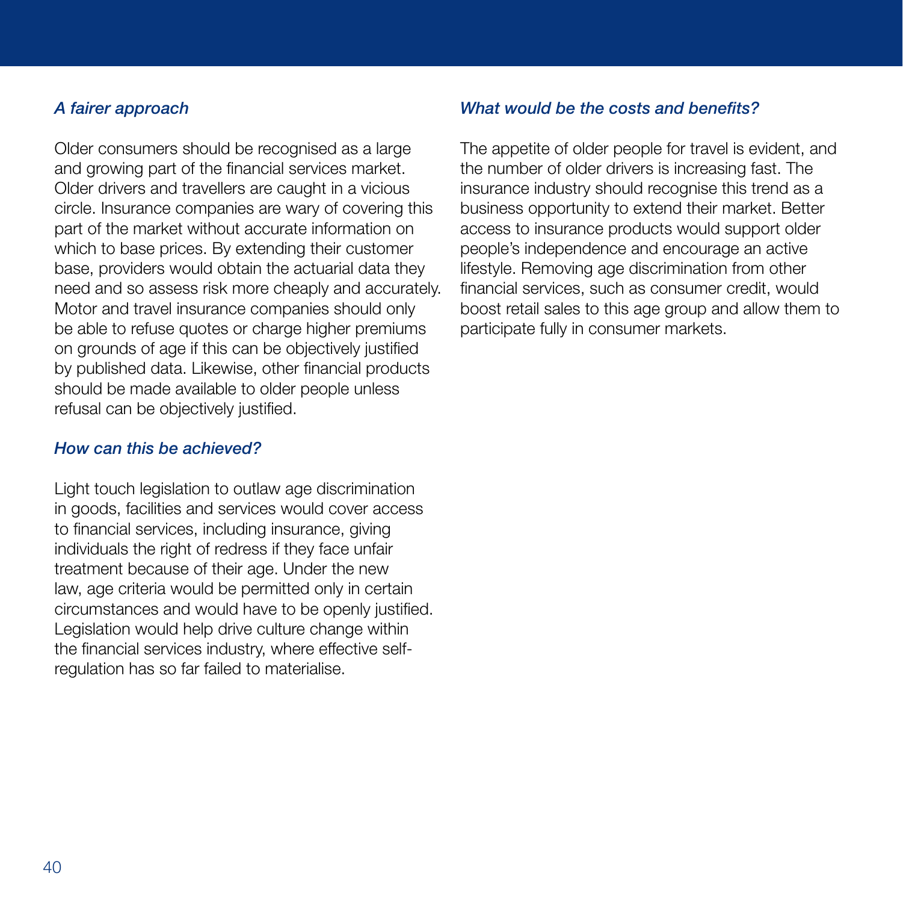### *A fairer approach*

Older consumers should be recognised as a large and growing part of the financial services market. Older drivers and travellers are caught in a vicious circle. Insurance companies are wary of covering this part of the market without accurate information on which to base prices. By extending their customer base, providers would obtain the actuarial data they need and so assess risk more cheaply and accurately. Motor and travel insurance companies should only be able to refuse quotes or charge higher premiums on grounds of age if this can be objectively justified by published data. Likewise, other financial products should be made available to older people unless refusal can be objectively justified.

### *How can this be achieved?*

Light touch legislation to outlaw age discrimination in goods, facilities and services would cover access to financial services, including insurance, giving individuals the right of redress if they face unfair treatment because of their age. Under the new law, age criteria would be permitted only in certain circumstances and would have to be openly justified. Legislation would help drive culture change within the financial services industry, where effective self-regulation has so far failed to materialise.

### *What would be the costs and benefits?*

The appetite of older people for travel is evident, and the number of older drivers is increasing fast. The insurance industry should recognise this trend as a business opportunity to extend their market. Better access to insurance products would support older people's independence and encourage an active lifestyle. Removing age discrimination from other financial services, such as consumer credit, would boost retail sales to this age group and allow them to participate fully in consumer markets.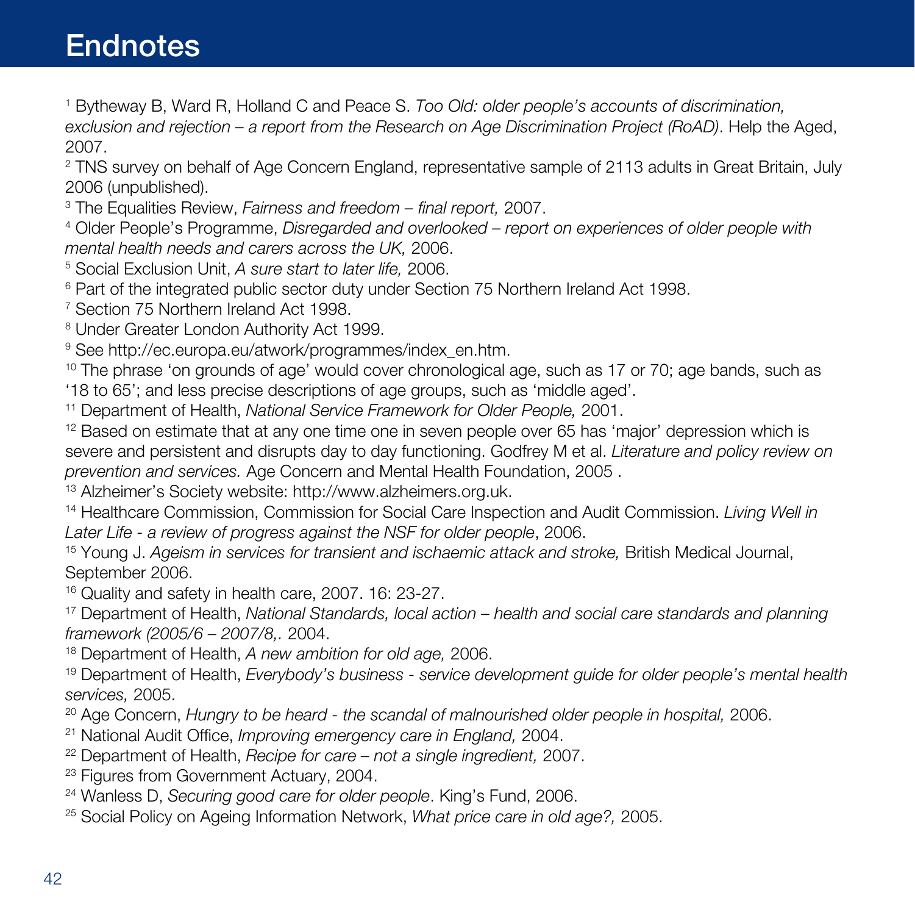# Endnotes

[1] Bytheway B, Ward R, Holland C and Peace S. *Too Old: older people's accounts of discrimination, exclusion and rejection – a report from the Research on Age Discrimination Project (RoAD)*. Help the Aged, 2007.

[2] TNS survey on behalf of Age Concern England, representative sample of 2113 adults in Great Britain, July 2006 (unpublished).

[3] The Equalities Review, *Fairness and freedom – final report,* 2007.

[4] Older People's Programme, *Disregarded and overlooked – report on experiences of older people with mental health needs and carers across the UK,* 2006.

[5] Social Exclusion Unit, *A sure start to later life,* 2006.

[6] Part of the integrated public sector duty under Section 75 Northern Ireland Act 1998.

[7] Section 75 Northern Ireland Act 1998.

[8] Under Greater London Authority Act 1999.

[9] See http://ec.europa.eu/atwork/programmes/index_en.htm.

[10] The phrase 'on grounds of age' would cover chronological age, such as 17 or 70; age bands, such as '18 to 65'; and less precise descriptions of age groups, such as 'middle aged'.

[11] Department of Health, *National Service Framework for Older People,* 2001.

[12] Based on estimate that at any one time one in seven people over 65 has 'major' depression which is severe and persistent and disrupts day to day functioning. Godfrey M et al. *Literature and policy review on prevention and services.* Age Concern and Mental Health Foundation, 2005 .

[13] Alzheimer's Society website: http://www.alzheimers.org.uk.

[14] Healthcare Commission, Commission for Social Care Inspection and Audit Commission. *Living Well in Later Life - a review of progress against the NSF for older people*, 2006.

[15] Young J. *Ageism in services for transient and ischaemic attack and stroke,* British Medical Journal, September 2006.

[16] Quality and safety in health care, 2007. 16: 23-27.

[17] Department of Health, *National Standards, local action – health and social care standards and planning framework (2005/6 – 2007/8,.* 2004.

[18] Department of Health, *A new ambition for old age,* 2006.

[19] Department of Health, *Everybody's business - service development guide for older people's mental health services,* 2005.

[20] Age Concern, *Hungry to be heard - the scandal of malnourished older people in hospital,* 2006.

[21] National Audit Office, *Improving emergency care in England,* 2004.

[22] Department of Health, *Recipe for care – not a single ingredient,* 2007.

[23] Figures from Government Actuary, 2004.

[24] Wanless D, *Securing good care for older people*. King's Fund, 2006.

[25] Social Policy on Ageing Information Network, *What price care in old age?,* 2005.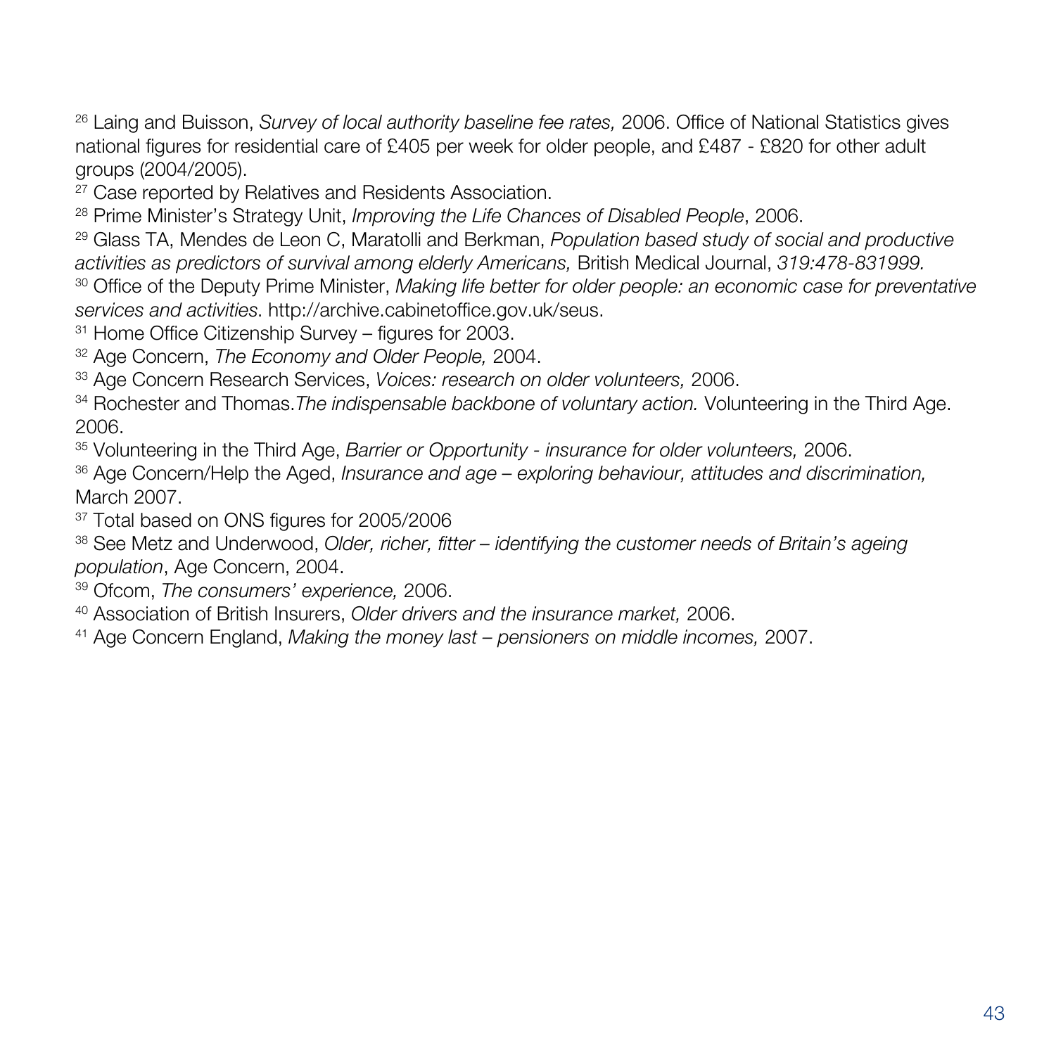[26] Laing and Buisson, *Survey of local authority baseline fee rates,* 2006. Office of National Statistics gives national figures for residential care of £405 per week for older people, and £487 - £820 for other adult groups (2004/2005).
[27] Case reported by Relatives and Residents Association.
[28] Prime Minister's Strategy Unit, *Improving the Life Chances of Disabled People*, 2006.
[29] Glass TA, Mendes de Leon C, Maratolli and Berkman, *Population based study of social and productive activities as predictors of survival among elderly Americans,* British Medical Journal, *319:478-831999.*
[30] Office of the Deputy Prime Minister, *Making life better for older people: an economic case for preventative services and activities*. http://archive.cabinetoffice.gov.uk/seus.
[31] Home Office Citizenship Survey – figures for 2003.
[32] Age Concern, *The Economy and Older People,* 2004.
[33] Age Concern Research Services, *Voices: research on older volunteers,* 2006.
[34] Rochester and Thomas.*The indispensable backbone of voluntary action.* Volunteering in the Third Age. 2006.
[35] Volunteering in the Third Age, *Barrier or Opportunity - insurance for older volunteers,* 2006.
[36] Age Concern/Help the Aged, *Insurance and age – exploring behaviour, attitudes and discrimination,* March 2007.
[37] Total based on ONS figures for 2005/2006
[38] See Metz and Underwood, *Older, richer, fitter – identifying the customer needs of Britain's ageing population*, Age Concern, 2004.
[39] Ofcom, *The consumers' experience,* 2006.
[40] Association of British Insurers, *Older drivers and the insurance market,* 2006.
[41] Age Concern England, *Making the money last – pensioners on middle incomes,* 2007.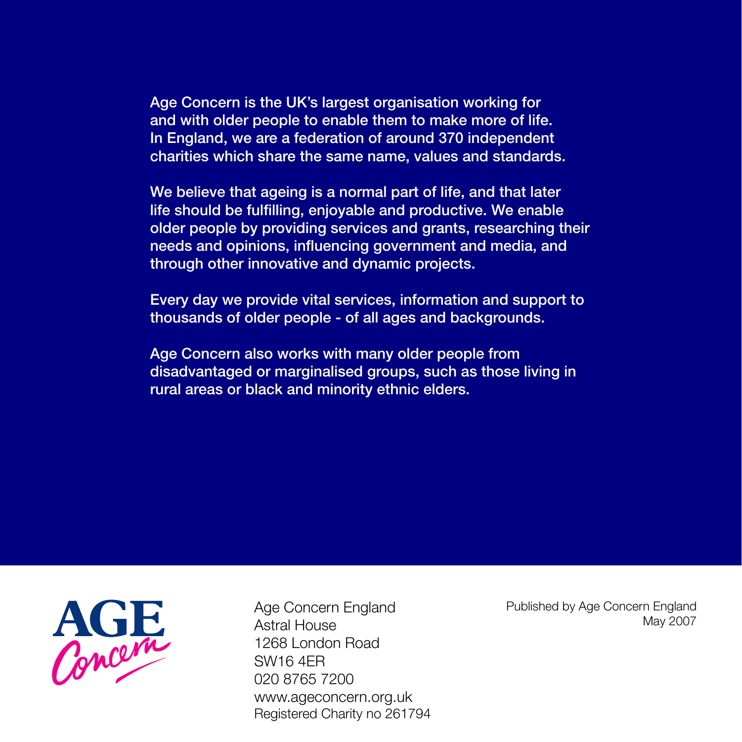Age Concern is the UK's largest organisation working for and with older people to enable them to make more of life. In England, we are a federation of around 370 independent charities which share the same name, values and standards.

We believe that ageing is a normal part of life, and that later life should be fulfilling, enjoyable and productive. We enable older people by providing services and grants, researching their needs and opinions, influencing government and media, and through other innovative and dynamic projects.

Every day we provide vital services, information and support to thousands of older people - of all ages and backgrounds.

Age Concern also works with many older people from disadvantaged or marginalised groups, such as those living in rural areas or black and minority ethnic elders.

AGE Concern

Age Concern England
Astral House
1268 London Road
SW16 4ER
020 8765 7200
www.ageconcern.org.uk
Registered Charity no 261794

Published by Age Concern England
May 2007